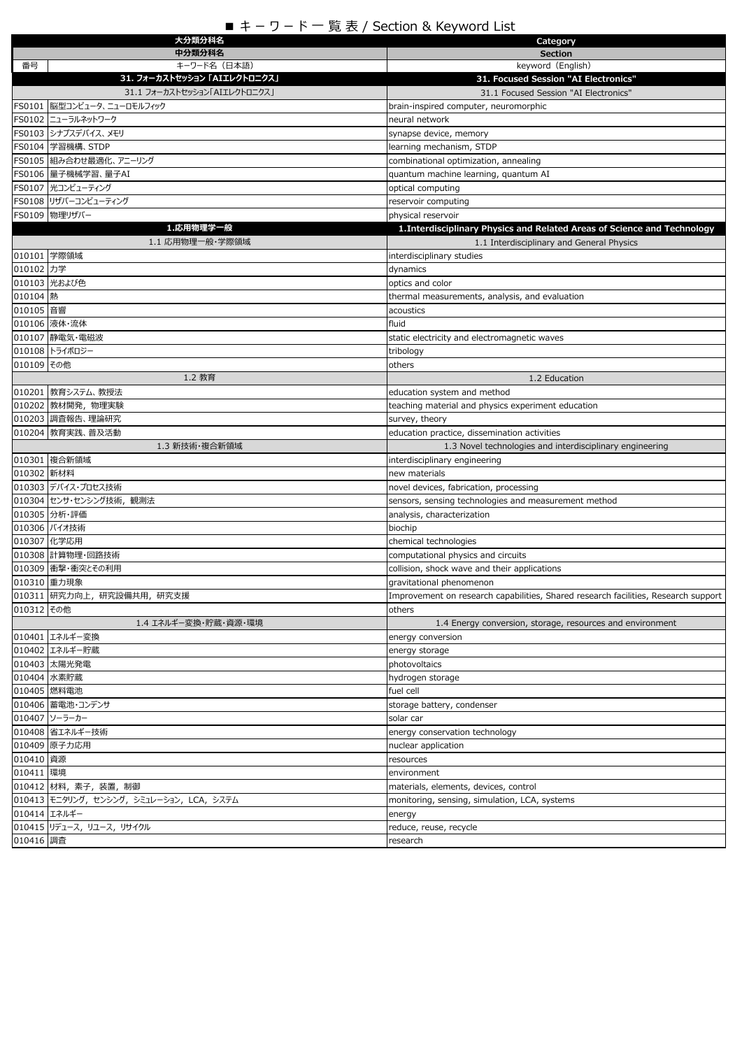# ■ キーワード一覧表 / Section & Keyword List

| 番号 | 大分類科名 / 中分類科名 / キーワード名（日本語） | Category / Section / keyword（English） |
|---|---|---|
| | **31. フォーカストセッション「AIエレクトロニクス」** | **31. Focused Session "AI Electronics"** |
| | 31.1 フォーカストセッション「AIエレクトロニクス」 | 31.1 Focused Session "AI Electronics" |
| FS0101 | 脳型コンピュータ、ニューロモルフィック | brain-inspired computer, neuromorphic |
| FS0102 | ニューラルネットワーク | neural network |
| FS0103 | シナプスデバイス、メモリ | synapse device, memory |
| FS0104 | 学習機構、STDP | learning mechanism, STDP |
| FS0105 | 組み合わせ最適化、アニーリング | combinational optimization, annealing |
| FS0106 | 量子機械学習、量子AI | quantum machine learning, quantum AI |
| FS0107 | 光コンピューティング | optical computing |
| FS0108 | リザバーコンピューティング | reservoir computing |
| FS0109 | 物理リザバー | physical reservoir |
| | **1.応用物理学一般** | **1.Interdisciplinary Physics and Related Areas of Science and Technology** |
| | 1.1 応用物理一般・学際領域 | 1.1 Interdisciplinary and General Physics |
| 010101 | 学際領域 | interdisciplinary studies |
| 010102 | 力学 | dynamics |
| 010103 | 光および色 | optics and color |
| 010104 | 熱 | thermal measurements, analysis, and evaluation |
| 010105 | 音響 | acoustics |
| 010106 | 液体・流体 | fluid |
| 010107 | 静電気・電磁波 | static electricity and electromagnetic waves |
| 010108 | トライボロジー | tribology |
| 010109 | その他 | others |
| | 1.2 教育 | 1.2 Education |
| 010201 | 教育システム、教授法 | education system and method |
| 010202 | 教材開発，物理実験 | teaching material and physics experiment education |
| 010203 | 調査報告、理論研究 | survey, theory |
| 010204 | 教育実践、普及活動 | education practice, dissemination activities |
| | 1.3 新技術・複合新領域 | 1.3 Novel technologies and interdisciplinary engineering |
| 010301 | 複合新領域 | interdisciplinary engineering |
| 010302 | 新材料 | new materials |
| 010303 | デバイス・プロセス技術 | novel devices, fabrication, processing |
| 010304 | センサ・センシング技術，観測法 | sensors, sensing technologies and measurement method |
| 010305 | 分析・評価 | analysis, characterization |
| 010306 | バイオ技術 | biochip |
| 010307 | 化学応用 | chemical technologies |
| 010308 | 計算物理・回路技術 | computational physics and circuits |
| 010309 | 衝撃・衝突とその利用 | collision, shock wave and their applications |
| 010310 | 重力現象 | gravitational phenomenon |
| 010311 | 研究力向上，研究設備共用，研究支援 | Improvement on research capabilities, Shared research facilities, Research support |
| 010312 | その他 | others |
| | 1.4 エネルギー変換・貯蔵・資源・環境 | 1.4 Energy conversion, storage, resources and environment |
| 010401 | エネルギー変換 | energy conversion |
| 010402 | エネルギー貯蔵 | energy storage |
| 010403 | 太陽光発電 | photovoltaics |
| 010404 | 水素貯蔵 | hydrogen storage |
| 010405 | 燃料電池 | fuel cell |
| 010406 | 蓄電池・コンデンサ | storage battery, condenser |
| 010407 | ソーラーカー | solar car |
| 010408 | 省エネルギー技術 | energy conservation technology |
| 010409 | 原子力応用 | nuclear application |
| 010410 | 資源 | resources |
| 010411 | 環境 | environment |
| 010412 | 材料，素子，装置，制御 | materials, elements, devices, control |
| 010413 | モニタリング，センシング，シミュレーション，LCA，システム | monitoring, sensing, simulation, LCA, systems |
| 010414 | エネルギー | energy |
| 010415 | リデュース，リユース，リサイクル | reduce, reuse, recycle |
| 010416 | 調査 | research |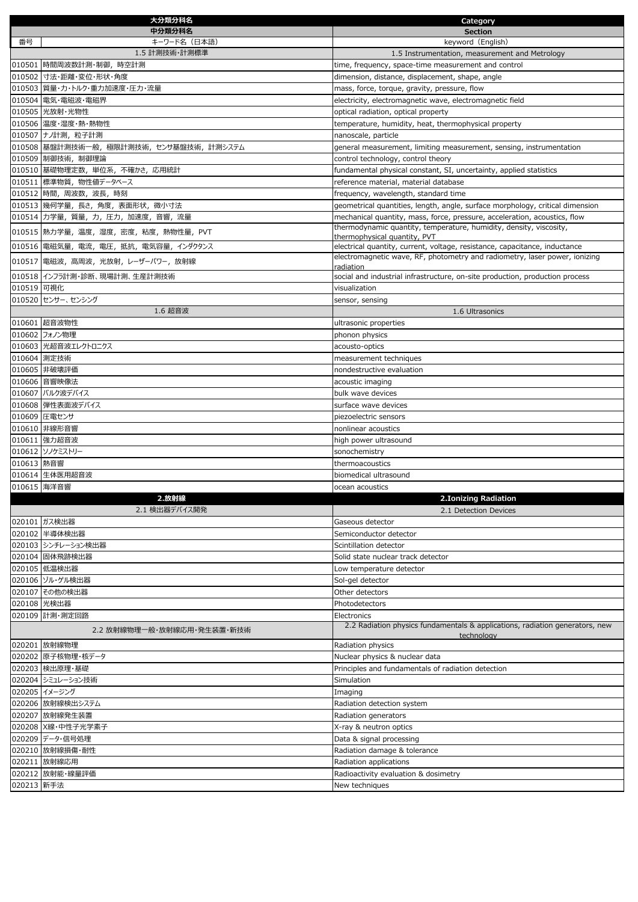| 番号 | 大分類分科名 / 中分類分科名 / キーワード名（日本語） | Category / Section / keyword（English） |
|---|---|---|
| | 1.5 計測技術・計測標準 | 1.5 Instrumentation, measurement and Metrology |
| 010501 | 時間周波数計測・制御，時空計測 | time, frequency, space-time measurement and control |
| 010502 | 寸法・距離・変位・形状・角度 | dimension, distance, displacement, shape, angle |
| 010503 | 質量・力・トルク・重力加速度・圧力・流量 | mass, force, torque, gravity, pressure, flow |
| 010504 | 電気・電磁波・電磁界 | electricity, electromagnetic wave, electromagnetic field |
| 010505 | 光放射・光物性 | optical radiation, optical property |
| 010506 | 温度・湿度・熱・熱物性 | temperature, humidity, heat, thermophysical property |
| 010507 | ナノ計測，粒子計測 | nanoscale, particle |
| 010508 | 基盤計測技術一般，極限計測技術，センサ基盤技術，計測システム | general measurement, limiting measurement, sensing, instrumentation |
| 010509 | 制御技術，制御理論 | control technology, control theory |
| 010510 | 基礎物理定数，単位系，不確かさ，応用統計 | fundamental physical constant, SI, uncertainty, applied statistics |
| 010511 | 標準物質，物性値データベース | reference material, material database |
| 010512 | 時間，周波数，波長，時刻 | frequency, wavelength, standard time |
| 010513 | 幾何学量，長さ，角度，表面形状，微小寸法 | geometrical quantities, length, angle, surface morphology, critical dimension |
| 010514 | 力学量，質量，力，圧力，加速度，音響，流量 | mechanical quantity, mass, force, pressure, acceleration, acoustics, flow |
| 010515 | 熱力学量，温度，湿度，密度，粘度，熱物性量，PVT | thermodynamic quantity, temperature, humidity, density, viscosity, thermophysical quantity, PVT |
| 010516 | 電磁気量，電流，電圧，抵抗，電気容量，インダクタンス | electrical quantity, current, voltage, resistance, capacitance, inductance |
| 010517 | 電磁波，高周波，光放射，レーザーパワー，放射線 | electromagnetic wave, RF, photometry and radiometry, laser power, ionizing radiation |
| 010518 | インフラ計測・診断、現場計測、生産計測技術 | social and industrial infrastructure, on-site production, production process |
| 010519 | 可視化 | visualization |
| 010520 | センサー、センシング | sensor, sensing |
| | 1.6 超音波 | 1.6 Ultrasonics |
| 010601 | 超音波物性 | ultrasonic properties |
| 010602 | フォノン物理 | phonon physics |
| 010603 | 光超音波エレクトロニクス | acousto-optics |
| 010604 | 測定技術 | measurement techniques |
| 010605 | 非破壊評価 | nondestructive evaluation |
| 010606 | 音響映像法 | acoustic imaging |
| 010607 | バルク波デバイス | bulk wave devices |
| 010608 | 弾性表面波デバイス | surface wave devices |
| 010609 | 圧電センサ | piezoelectric sensors |
| 010610 | 非線形音響 | nonlinear acoustics |
| 010611 | 強力超音波 | high power ultrasound |
| 010612 | ソノケミストリー | sonochemistry |
| 010613 | 熱音響 | thermoacoustics |
| 010614 | 生体医用超音波 | biomedical ultrasound |
| 010615 | 海洋音響 | ocean acoustics |
| | **2.放射線** | **2.Ionizing Radiation** |
| | 2.1 検出器デバイス開発 | 2.1 Detection Devices |
| 020101 | ガス検出器 | Gaseous detector |
| 020102 | 半導体検出器 | Semiconductor detector |
| 020103 | シンチレーション検出器 | Scintillation detector |
| 020104 | 固体飛跡検出器 | Solid state nuclear track detector |
| 020105 | 低温検出器 | Low temperature detector |
| 020106 | ゾル・ゲル検出器 | Sol-gel detector |
| 020107 | その他の検出器 | Other detectors |
| 020108 | 光検出器 | Photodetectors |
| 020109 | 計測・測定回路 | Electronics |
| | 2.2 放射線物理一般・放射線応用・発生装置・新技術 | 2.2 Radiation physics fundamentals & applications, radiation generators, new technology |
| 020201 | 放射線物理 | Radiation physics |
| 020202 | 原子核物理・核データ | Nuclear physics & nuclear data |
| 020203 | 検出原理・基礎 | Principles and fundamentals of radiation detection |
| 020204 | シミュレーション技術 | Simulation |
| 020205 | イメージング | Imaging |
| 020206 | 放射線検出システム | Radiation detection system |
| 020207 | 放射線発生装置 | Radiation generators |
| 020208 | X線・中性子光学素子 | X-ray & neutron optics |
| 020209 | データ・信号処理 | Data & signal processing |
| 020210 | 放射線損傷・耐性 | Radiation damage & tolerance |
| 020211 | 放射線応用 | Radiation applications |
| 020212 | 放射能・線量評価 | Radioactivity evaluation & dosimetry |
| 020213 | 新手法 | New techniques |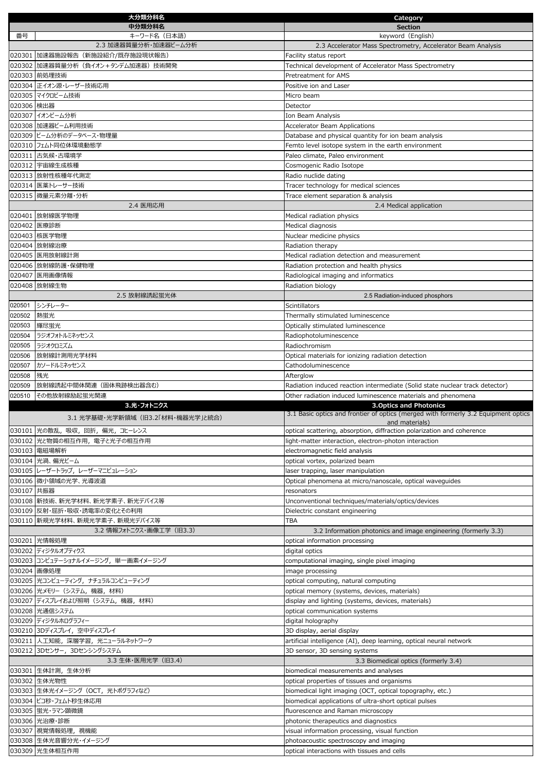| 番号 | 大分類分科名 / 中分類分科名 / キーワード名（日本語） | Category / Section / keyword（English） |
|---|---|---|
| | 2.3 加速器質量分析・加速器ビーム分析 | 2.3 Accelerator Mass Spectrometry, Accelerator Beam Analysis |
| 020301 | 加速器施設報告（新施設紹介/既存施設現状報告） | Facility status report |
| 020302 | 加速器質量分析（負イオン＋タンデム加速器）技術開発 | Technical development of Accelerator Mass Spectrometry |
| 020303 | 前処理技術 | Pretreatment for AMS |
| 020304 | 正イオン源・レーザー技術応用 | Positive ion and Laser |
| 020305 | マイクロビーム技術 | Micro beam |
| 020306 | 検出器 | Detector |
| 020307 | イオンビーム分析 | Ion Beam Analysis |
| 020308 | 加速器ビーム利用技術 | Accelerator Beam Applications |
| 020309 | ビーム分析のデータベース・物理量 | Database and physical quantity for ion beam analysis |
| 020310 | フェムト同位体環境動態学 | Femto level isotope system in the earth environment |
| 020311 | 古気候・古環境学 | Paleo climate, Paleo environment |
| 020312 | 宇宙線生成核種 | Cosmogenic Radio Isotope |
| 020313 | 放射性核種年代測定 | Radio nuclide dating |
| 020314 | 医薬トレーサー技術 | Tracer technology for medical sciences |
| 020315 | 微量元素分離・分析 | Trace element separation & analysis |
| | 2.4 医用応用 | 2.4 Medical application |
| 020401 | 放射線医学物理 | Medical radiation physics |
| 020402 | 医療診断 | Medical diagnosis |
| 020403 | 核医学物理 | Nuclear medicine physics |
| 020404 | 放射線治療 | Radiation therapy |
| 020405 | 医用放射線計測 | Medical radiation detection and measurement |
| 020406 | 放射線防護・保健物理 | Radiation protection and health physics |
| 020407 | 医用画像情報 | Radiological imaging and informatics |
| 020408 | 放射線生物 | Radiation biology |
| | 2.5 放射線誘起蛍光体 | 2.5 Radiation-induced phosphors |
| 020501 | シンチレーター | Scintillators |
| 020502 | 熱蛍光 | Thermally stimulated luminescence |
| 020503 | 輝尽蛍光 | Optically stimulated luminescence |
| 020504 | ラジオフォトルミネッセンス | Radiophotoluminescence |
| 020505 | ラジオクロミズム | Radiochromism |
| 020506 | 放射線計測用光学材料 | Optical materials for ionizing radiation detection |
| 020507 | カソードルミネッセンス | Cathodoluminescence |
| 020508 | 残光 | Afterglow |
| 020509 | 放射線誘起中間体関連（固体飛跡検出器含む） | Radiation induced reaction intermediate (Solid state nuclear track detector) |
| 020510 | その他放射線励起蛍光関連 | Other radiation induced luminescence materials and phenomena |
| | **3.光・フォトニクス** | **3.Optics and Photonics** |
| | 3.1 光学基礎・光学新領域（旧3.2「材料・機器光学」と統合） | 3.1 Basic optics and frontier of optics (merged with formerly 3.2 Equipment optics and materials) |
| 030101 | 光の散乱，吸収，回折，偏光，コヒーレンス | optical scattering, absorption, diffraction polarization and coherence |
| 030102 | 光と物質の相互作用，電子と光子の相互作用 | light-matter interaction, electron-photon interaction |
| 030103 | 電磁場解析 | electromagnetic field analysis |
| 030104 | 光渦、偏光ビーム | optical vortex, polarized beam |
| 030105 | レーザートラップ，レーザーマニピュレーション | laser trapping, laser manipulation |
| 030106 | 微小領域の光学、光導波道 | Optical phenomena at micro/nanoscale, optical waveguides |
| 030107 | 共振器 | resonators |
| 030108 | 新技術、新光学材料、新光学素子、新光デバイス等 | Unconventional techniques/materials/optics/devices |
| 030109 | 反射・屈折・吸収・誘電率の変化とその利用 | Dielectric constant engineering |
| 030110 | 新規光学材料、新規光学素子、新規光デバイス等 | TBA |
| | 3.2 情報フォトニクス・画像工学（旧3.3） | 3.2 Information photonics and image engineering (formerly 3.3) |
| 030201 | 光情報処理 | optical information processing |
| 030202 | ディジタルオプティクス | digital optics |
| 030203 | コンピュテーショナルイメージング，単一画素イメージング | computational imaging, single pixel imaging |
| 030204 | 画像処理 | image processing |
| 030205 | 光コンピューティング，ナチュラルコンピューティング | optical computing, natural computing |
| 030206 | 光メモリー（システム，機器，材料） | optical memory (systems, devices, materials) |
| 030207 | ディスプレイおよび照明（システム，機器，材料） | display and lighting (systems, devices, materials) |
| 030208 | 光通信システム | optical communication systems |
| 030209 | ディジタルホログラフィー | digital holography |
| 030210 | 3Dディスプレイ，空中ディスプレイ | 3D display, aerial display |
| 030211 | 人工知能，深層学習，光ニューラルネットワーク | artificial intelligence (AI), deep learning, optical neural network |
| 030212 | 3Dセンサー，3Dセンシングシステム | 3D sensor, 3D sensing systems |
| | 3.3 生体・医用光学（旧3.4） | 3.3 Biomedical optics (formerly 3.4) |
| 030301 | 生体計測，生体分析 | biomedical measurements and analyses |
| 030302 | 生体光物性 | optical properties of tissues and organisms |
| 030303 | 生体光イメージング（OCT，光トポグラフィなど） | biomedical light imaging (OCT, optical topography, etc.) |
| 030304 | ピコ秒・フェムト秒生体応用 | biomedical applications of ultra-short optical pulses |
| 030305 | 蛍光・ラマン顕微鏡 | fluorescence and Raman microscopy |
| 030306 | 光治療・診断 | photonic therapeutics and diagnostics |
| 030307 | 視覚情報処理，視機能 | visual information processing, visual function |
| 030308 | 生体光音響分光・イメージング | photoacoustic spectroscopy and imaging |
| 030309 | 光生体相互作用 | optical interactions with tissues and cells |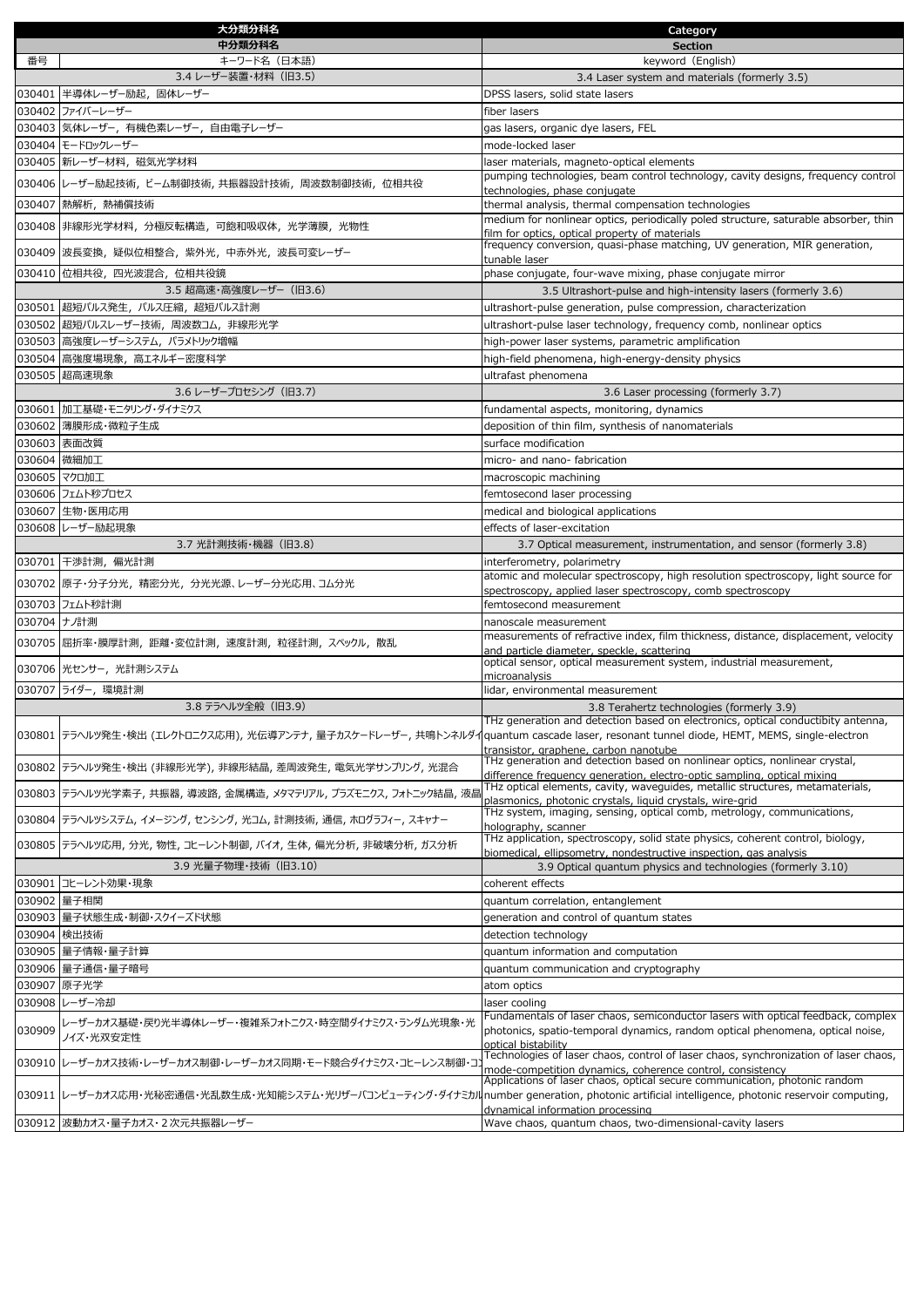| 大分類分科名 | | Category |
|---|---|---|
| 中分類分科名 | | Section |
| 番号 | キーワード名（日本語） | keyword（English） |
| | 3.4 レーザー装置・材料（旧3.5) | 3.4 Laser system and materials (formerly 3.5) |
| 030401 | 半導体レーザー励起，固体レーザー | DPSS lasers, solid state lasers |
| 030402 | ファイバーレーザー | fiber lasers |
| 030403 | 気体レーザー，有機色素レーザー，自由電子レーザー | gas lasers, organic dye lasers, FEL |
| 030404 | モードロックレーザー | mode-locked laser |
| 030405 | 新レーザー材料，磁気光学材料 | laser materials, magneto-optical elements |
| 030406 | レーザー励起技術，ビーム制御技術，共振器設計技術，周波数制御技術，位相共役 | pumping technologies, beam control technology, cavity designs, frequency control technologies, phase conjugate |
| 030407 | 熱解析，熱補償技術 | thermal analysis, thermal compensation technologies |
| 030408 | 非線形光学材料，分極反転構造，可飽和吸収体，光学薄膜，光物性 | medium for nonlinear optics, periodically poled structure, saturable absorber, thin film for optics, optical property of materials |
| 030409 | 波長変換，疑似位相整合，紫外光，中赤外光，波長可変レーザー | frequency conversion, quasi-phase matching, UV generation, MIR generation, tunable laser |
| 030410 | 位相共役，四光波混合，位相共役鏡 | phase conjugate, four-wave mixing, phase conjugate mirror |
| | 3.5 超高速・高強度レーザー（旧3.6) | 3.5 Ultrashort-pulse and high-intensity lasers (formerly 3.6) |
| 030501 | 超短パルス発生，パルス圧縮，超短パルス計測 | ultrashort-pulse generation, pulse compression, characterization |
| 030502 | 超短パルスレーザー技術，周波数コム，非線形光学 | ultrashort-pulse laser technology, frequency comb, nonlinear optics |
| 030503 | 高強度レーザーシステム，パラメトリック増幅 | high-power laser systems, parametric amplification |
| 030504 | 高強度場現象，高エネルギー密度科学 | high-field phenomena, high-energy-density physics |
| 030505 | 超高速現象 | ultrafast phenomena |
| | 3.6 レーザープロセシング（旧3.7) | 3.6 Laser processing (formerly 3.7) |
| 030601 | 加工基礎・モニタリング・ダイナミクス | fundamental aspects, monitoring, dynamics |
| 030602 | 薄膜形成・微粒子生成 | deposition of thin film, synthesis of nanomaterials |
| 030603 | 表面改質 | surface modification |
| 030604 | 微細加工 | micro- and nano- fabrication |
| 030605 | マクロ加工 | macroscopic machining |
| 030606 | フェムト秒プロセス | femtosecond laser processing |
| 030607 | 生物・医用応用 | medical and biological applications |
| 030608 | レーザー励起現象 | effects of laser-excitation |
| | 3.7 光計測技術・機器（旧3.8) | 3.7 Optical measurement, instrumentation, and sensor (formerly 3.8) |
| 030701 | 干渉計測，偏光計測 | interferometry, polarimetry |
| 030702 | 原子・分子分光，精密分光，分光光源、レーザー分光応用、コム分光 | atomic and molecular spectroscopy, high resolution spectroscopy, light source for spectroscopy, applied laser spectroscopy, comb spectroscopy |
| 030703 | フェムト秒計測 | femtosecond measurement |
| 030704 | ナノ計測 | nanoscale measurement |
| 030705 | 屈折率・膜厚計測，距離・変位計測，速度計測，粒径計測，スペックル，散乱 | measurements of refractive index, film thickness, distance, displacement, velocity and particle diameter, speckle, scattering |
| 030706 | 光センサー，光計測システム | optical sensor, optical measurement system, industrial measurement, microanalysis |
| 030707 | ライダー，環境計測 | lidar, environmental measurement |
| | 3.8 テラヘルツ全般（旧3.9) | 3.8 Terahertz technologies (formerly 3.9) |
| 030801 | テラヘルツ発生・検出 (エレクトロニクス応用), 光伝導アンテナ, 量子カスケードレーザー, 共鳴トンネルダイ | THz generation and detection based on electronics, optical conductibity antenna, quantum cascade laser, resonant tunnel diode, HEMT, MEMS, single-electron transistor, graphene, carbon nanotube |
| 030802 | テラヘルツ発生・検出 (非線形光学), 非線形結晶, 差周波発生, 電気光学サンプリング, 光混合 | THz generation and detection based on nonlinear optics, nonlinear crystal, difference frequency generation, electro-optic sampling, optical mixing |
| 030803 | テラヘルツ光学素子, 共振器, 導波路, 金属構造, メタマテリアル, プラズモニクス, フォトニック結晶, 液晶 | THz optical elements, cavity, waveguides, metallic structures, metamaterials, plasmonics, photonic crystals, liquid crystals, wire-grid |
| 030804 | テラヘルツシステム, イメージング, センシング, 光コム, 計測技術, 通信, ホログラフィー, スキャナー | THz system, imaging, sensing, optical comb, metrology, communications, holography, scanner |
| 030805 | テラヘルツ応用, 分光, 物性, コヒーレント制御, バイオ, 生体, 偏光分析, 非破壊分析, ガス分析 | THz application, spectroscopy, solid state physics, coherent control, biology, biomedical, ellipsometry, nondestructive inspection, gas analysis |
| | 3.9 光量子物理・技術（旧3.10) | 3.9 Optical quantum physics and technologies (formerly 3.10) |
| 030901 | コヒーレント効果・現象 | coherent effects |
| 030902 | 量子相関 | quantum correlation, entanglement |
| 030903 | 量子状態生成・制御・スクイーズド状態 | generation and control of quantum states |
| 030904 | 検出技術 | detection technology |
| 030905 | 量子情報・量子計算 | quantum information and computation |
| 030906 | 量子通信・量子暗号 | quantum communication and cryptography |
| 030907 | 原子光学 | atom optics |
| 030908 | レーザー冷却 | laser cooling |
| 030909 | レーザーカオス基礎・戻り光半導体レーザー・複雑系フォトニクス・時空間ダイナミクス・ランダム光現象・光ノイズ・光双安定性 | Fundamentals of laser chaos, semiconductor lasers with optical feedback, complex photonics, spatio-temporal dynamics, random optical phenomena, optical noise, optical bistability |
| 030910 | レーザーカオス技術・レーザーカオス制御・レーザーカオス同期・モード競合ダイナミクス・コヒーレンス制御・コ | Technologies of laser chaos, control of laser chaos, synchronization of laser chaos, mode-competition dynamics, coherence control, consistency |
| 030911 | レーザーカオス応用・光秘密通信・光乱数生成・光知能システム・光リザーバコンピューティング・ダイナミカル | Applications of laser chaos, optical secure communication, photonic random number generation, photonic artificial intelligence, photonic reservoir computing, dynamical information processing |
| 030912 | 波動カオス・量子カオス・２次元共振器レーザー | Wave chaos, quantum chaos, two-dimensional-cavity lasers |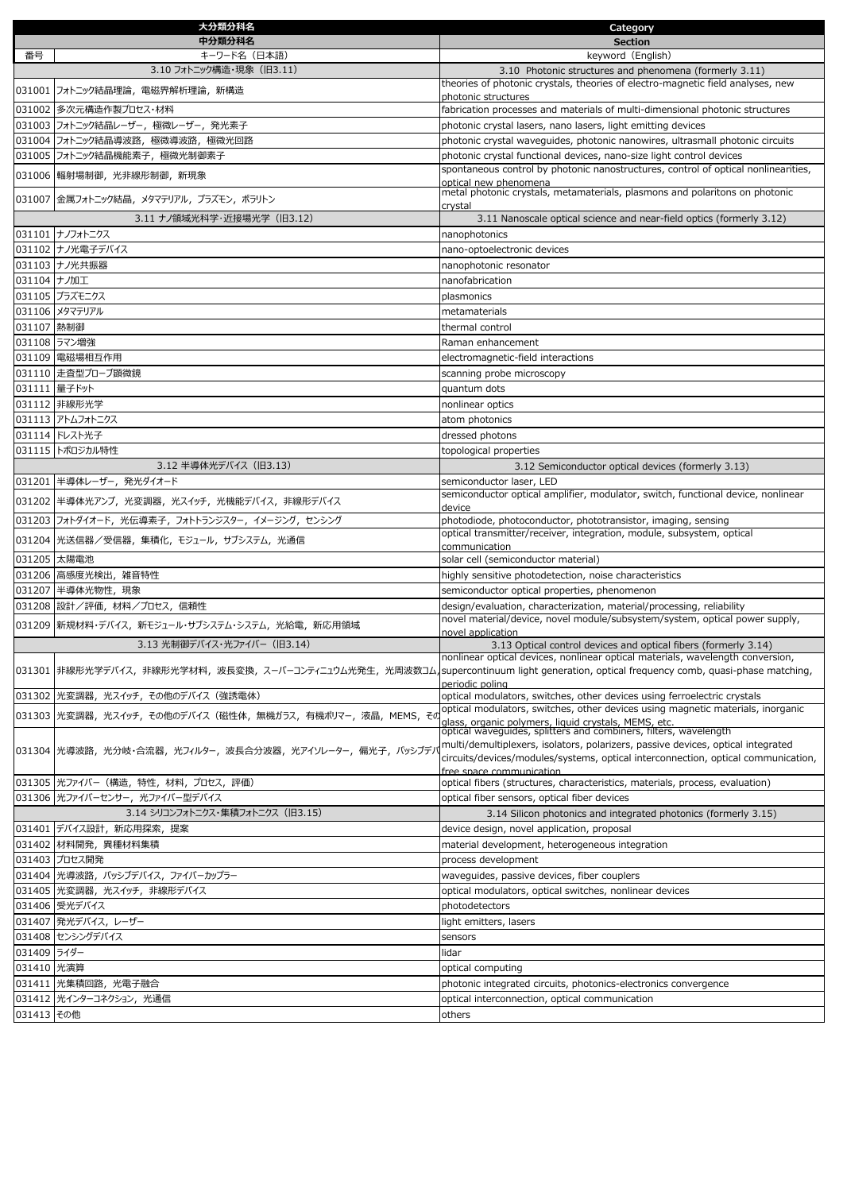| 大分類分科名 | | Category |
|---|---|---|
| 中分類分科名 | | Section |
| 番号 | キーワード名（日本語） | keyword（English） |
| | 3.10 フォトニック構造・現象（旧3.11） | 3.10 Photonic structures and phenomena (formerly 3.11) |
| 031001 | フォトニック結晶理論，電磁界解析理論，新構造 | theories of photonic crystals, theories of electro-magnetic field analyses, new photonic structures |
| 031002 | 多次元構造作製プロセス・材料 | fabrication processes and materials of multi-dimensional photonic structures |
| 031003 | フォトニック結晶レーザー，極微レーザー，発光素子 | photonic crystal lasers, nano lasers, light emitting devices |
| 031004 | フォトニック結晶導波路，極微導波路，極微光回路 | photonic crystal waveguides, photonic nanowires, ultrasmall photonic circuits |
| 031005 | フォトニック結晶機能素子，極微光制御素子 | photonic crystal functional devices, nano-size light control devices |
| 031006 | 輻射場制御，光非線形制御，新現象 | spontaneous control by photonic nanostructures, control of optical nonlinearities, optical new phenomena |
| 031007 | 金属フォトニック結晶，メタマテリアル，プラズモン，ポラリトン | metal photonic crystals, metamaterials, plasmons and polaritons on photonic crystal |
| | 3.11 ナノ領域光科学・近接場光学（旧3.12） | 3.11 Nanoscale optical science and near-field optics (formerly 3.12) |
| 031101 | ナノフォトニクス | nanophotonics |
| 031102 | ナノ光電子デバイス | nano-optoelectronic devices |
| 031103 | ナノ光共振器 | nanophotonic resonator |
| 031104 | ナノ加工 | nanofabrication |
| 031105 | プラズモニクス | plasmonics |
| 031106 | メタマテリアル | metamaterials |
| 031107 | 熱制御 | thermal control |
| 031108 | ラマン増強 | Raman enhancement |
| 031109 | 電磁場相互作用 | electromagnetic-field interactions |
| 031110 | 走査型プローブ顕微鏡 | scanning probe microscopy |
| 031111 | 量子ドット | quantum dots |
| 031112 | 非線形光学 | nonlinear optics |
| 031113 | アトムフォトニクス | atom photonics |
| 031114 | ドレスト光子 | dressed photons |
| 031115 | トポロジカル特性 | topological properties |
| | 3.12 半導体光デバイス（旧3.13） | 3.12 Semiconductor optical devices (formerly 3.13) |
| 031201 | 半導体レーザー，発光ダイオード | semiconductor laser, LED |
| 031202 | 半導体光アンプ，光変調器，光スイッチ，光機能デバイス，非線形デバイス | semiconductor optical amplifier, modulator, switch, functional device, nonlinear device |
| 031203 | フォトダイオード，光伝導素子，フォトトランジスター，イメージング，センシング | photodiode, photoconductor, phototransistor, imaging, sensing |
| 031204 | 光送信器／受信器，集積化，モジュール，サブシステム，光通信 | optical transmitter/receiver, integration, module, subsystem, optical communication |
| 031205 | 太陽電池 | solar cell (semiconductor material) |
| 031206 | 高感度光検出，雑音特性 | highly sensitive photodetection, noise characteristics |
| 031207 | 半導体光物性，現象 | semiconductor optical properties, phenomenon |
| 031208 | 設計／評価，材料／プロセス，信頼性 | design/evaluation, characterization, material/processing, reliability |
| 031209 | 新規材料・デバイス，新モジュール・サブシステム・システム，光給電，新応用領域 | novel material/device, novel module/subsystem/system, optical power supply, novel application |
| | 3.13 光制御デバイス・光ファイバー（旧3.14） | 3.13 Optical control devices and optical fibers (formerly 3.14) |
| 031301 | 非線形光学デバイス，非線形光学材料，波長変換，スーパーコンティニュウム光発生，光周波数コム， | nonlinear optical devices, nonlinear optical materials, wavelength conversion, supercontinuum light generation, optical frequency comb, quasi-phase matching, periodic poling |
| 031302 | 光変調器，光スイッチ，その他のデバイス（強誘電体） | optical modulators, switches, other devices using ferroelectric crystals |
| 031303 | 光変調器，光スイッチ，その他のデバイス（磁性体，無機ガラス，有機ポリマー，液晶，MEMS，その | optical modulators, switches, other devices using magnetic materials, inorganic glass, organic polymers, liquid crystals, MEMS, etc. |
| 031304 | 光導波路，光分岐・合流器，光フィルター，波長合分波器，光アイソレーター，偏光子，パッシブデバ | optical waveguides, splitters and combiners, filters, wavelength multi/demultiplexers, isolators, polarizers, passive devices, optical integrated circuits/devices/modules/systems, optical interconnection, optical communication, free space communication |
| 031305 | 光ファイバー（構造，特性，材料，プロセス，評価） | optical fibers (structures, characteristics, materials, process, evaluation) |
| 031306 | 光ファイバーセンサー，光ファイバー型デバイス | optical fiber sensors, optical fiber devices |
| | 3.14 シリコンフォトニクス・集積フォトニクス（旧3.15） | 3.14 Silicon photonics and integrated photonics (formerly 3.15) |
| 031401 | デバイス設計，新応用探索，提案 | device design, novel application, proposal |
| 031402 | 材料開発，異種材料集積 | material development, heterogeneous integration |
| 031403 | プロセス開発 | process development |
| 031404 | 光導波路，パッシブデバイス，ファイバーカップラー | waveguides, passive devices, fiber couplers |
| 031405 | 光変調器，光スイッチ，非線形デバイス | optical modulators, optical switches, nonlinear devices |
| 031406 | 受光デバイス | photodetectors |
| 031407 | 発光デバイス，レーザー | light emitters, lasers |
| 031408 | センシングデバイス | sensors |
| 031409 | ライダー | lidar |
| 031410 | 光演算 | optical computing |
| 031411 | 光集積回路，光電子融合 | photonic integrated circuits, photonics-electronics convergence |
| 031412 | 光インターコネクション，光通信 | optical interconnection, optical communication |
| 031413 | その他 | others |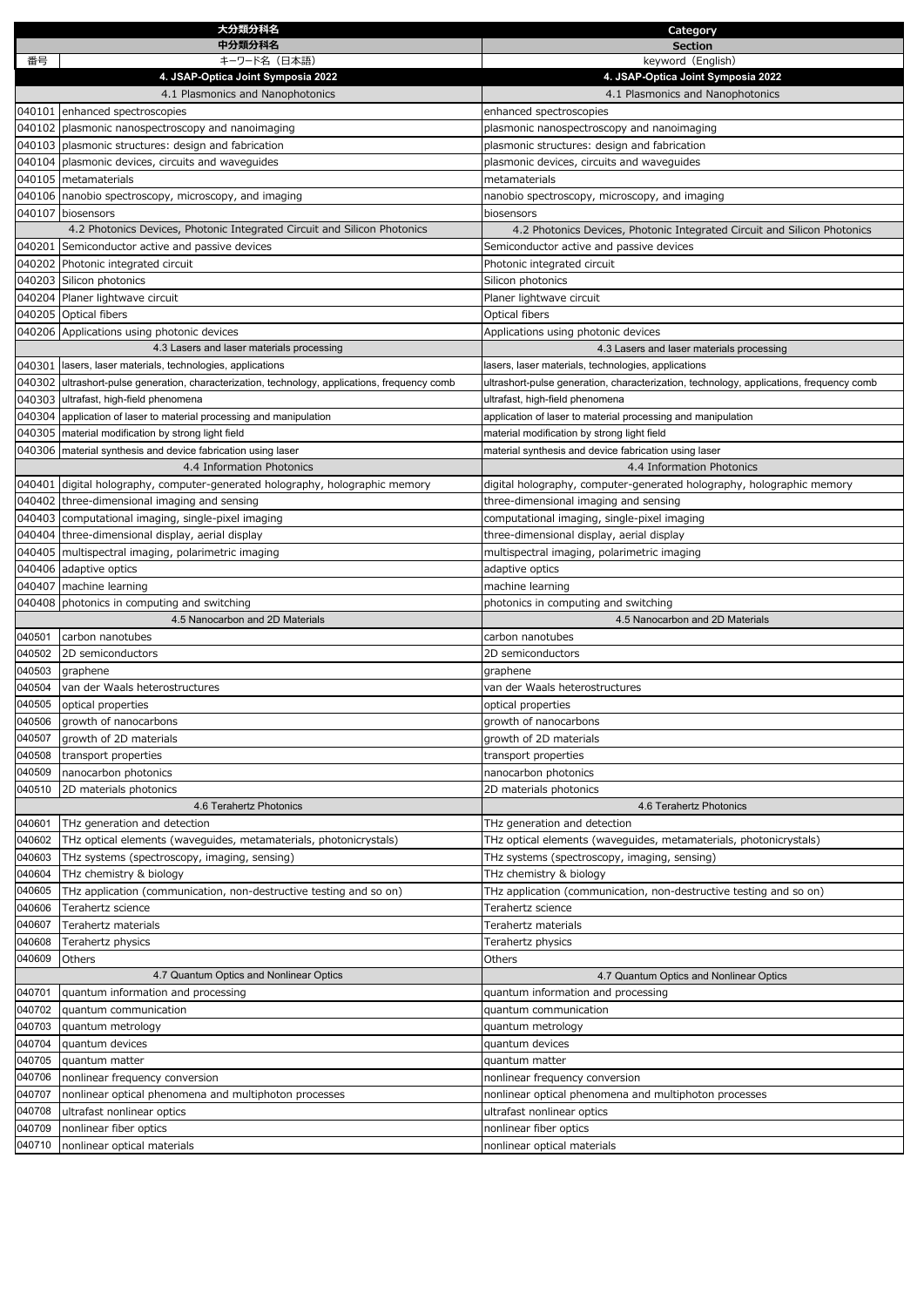| 大分類分科名 | | Category |
|---|---|---|
| 中分類分科名 | | Section |
| 番号 | キーワード名（日本語） | keyword（English） |
| 4. JSAP-Optica Joint Symposia 2022 | | 4. JSAP-Optica Joint Symposia 2022 |
| 4.1 Plasmonics and Nanophotonics | | 4.1 Plasmonics and Nanophotonics |
| 040101 | enhanced spectroscopies | enhanced spectroscopies |
| 040102 | plasmonic nanospectroscopy and nanoimaging | plasmonic nanospectroscopy and nanoimaging |
| 040103 | plasmonic structures: design and fabrication | plasmonic structures: design and fabrication |
| 040104 | plasmonic devices, circuits and waveguides | plasmonic devices, circuits and waveguides |
| 040105 | metamaterials | metamaterials |
| 040106 | nanobio spectroscopy, microscopy, and imaging | nanobio spectroscopy, microscopy, and imaging |
| 040107 | biosensors | biosensors |
| 4.2 Photonics Devices, Photonic Integrated Circuit and Silicon Photonics | | 4.2 Photonics Devices, Photonic Integrated Circuit and Silicon Photonics |
| 040201 | Semiconductor active and passive devices | Semiconductor active and passive devices |
| 040202 | Photonic integrated circuit | Photonic integrated circuit |
| 040203 | Silicon photonics | Silicon photonics |
| 040204 | Planer lightwave circuit | Planer lightwave circuit |
| 040205 | Optical fibers | Optical fibers |
| 040206 | Applications using photonic devices | Applications using photonic devices |
| 4.3 Lasers and laser materials processing | | 4.3 Lasers and laser materials processing |
| 040301 | lasers, laser materials, technologies, applications | lasers, laser materials, technologies, applications |
| 040302 | ultrashort-pulse generation, characterization, technology, applications, frequency comb | ultrashort-pulse generation, characterization, technology, applications, frequency comb |
| 040303 | ultrafast, high-field phenomena | ultrafast, high-field phenomena |
| 040304 | application of laser to material processing and manipulation | application of laser to material processing and manipulation |
| 040305 | material modification by strong light field | material modification by strong light field |
| 040306 | material synthesis and device fabrication using laser | material synthesis and device fabrication using laser |
| 4.4 Information Photonics | | 4.4 Information Photonics |
| 040401 | digital holography, computer-generated holography, holographic memory | digital holography, computer-generated holography, holographic memory |
| 040402 | three-dimensional imaging and sensing | three-dimensional imaging and sensing |
| 040403 | computational imaging, single-pixel imaging | computational imaging, single-pixel imaging |
| 040404 | three-dimensional display, aerial display | three-dimensional display, aerial display |
| 040405 | multispectral imaging, polarimetric imaging | multispectral imaging, polarimetric imaging |
| 040406 | adaptive optics | adaptive optics |
| 040407 | machine learning | machine learning |
| 040408 | photonics in computing and switching | photonics in computing and switching |
| 4.5 Nanocarbon and 2D Materials | | 4.5 Nanocarbon and 2D Materials |
| 040501 | carbon nanotubes | carbon nanotubes |
| 040502 | 2D semiconductors | 2D semiconductors |
| 040503 | graphene | graphene |
| 040504 | van der Waals heterostructures | van der Waals heterostructures |
| 040505 | optical properties | optical properties |
| 040506 | growth of nanocarbons | growth of nanocarbons |
| 040507 | growth of 2D materials | growth of 2D materials |
| 040508 | transport properties | transport properties |
| 040509 | nanocarbon photonics | nanocarbon photonics |
| 040510 | 2D materials photonics | 2D materials photonics |
| 4.6 Terahertz Photonics | | 4.6 Terahertz Photonics |
| 040601 | THz generation and detection | THz generation and detection |
| 040602 | THz optical elements (waveguides, metamaterials, photonicrystals) | THz optical elements (waveguides, metamaterials, photonicrystals) |
| 040603 | THz systems (spectroscopy, imaging, sensing) | THz systems (spectroscopy, imaging, sensing) |
| 040604 | THz chemistry & biology | THz chemistry & biology |
| 040605 | THz application (communication, non-destructive testing and so on) | THz application (communication, non-destructive testing and so on) |
| 040606 | Terahertz science | Terahertz science |
| 040607 | Terahertz materials | Terahertz materials |
| 040608 | Terahertz physics | Terahertz physics |
| 040609 | Others | Others |
| 4.7 Quantum Optics and Nonlinear Optics | | 4.7 Quantum Optics and Nonlinear Optics |
| 040701 | quantum information and processing | quantum information and processing |
| 040702 | quantum communication | quantum communication |
| 040703 | quantum metrology | quantum metrology |
| 040704 | quantum devices | quantum devices |
| 040705 | quantum matter | quantum matter |
| 040706 | nonlinear frequency conversion | nonlinear frequency conversion |
| 040707 | nonlinear optical phenomena and multiphoton processes | nonlinear optical phenomena and multiphoton processes |
| 040708 | ultrafast nonlinear optics | ultrafast nonlinear optics |
| 040709 | nonlinear fiber optics | nonlinear fiber optics |
| 040710 | nonlinear optical materials | nonlinear optical materials |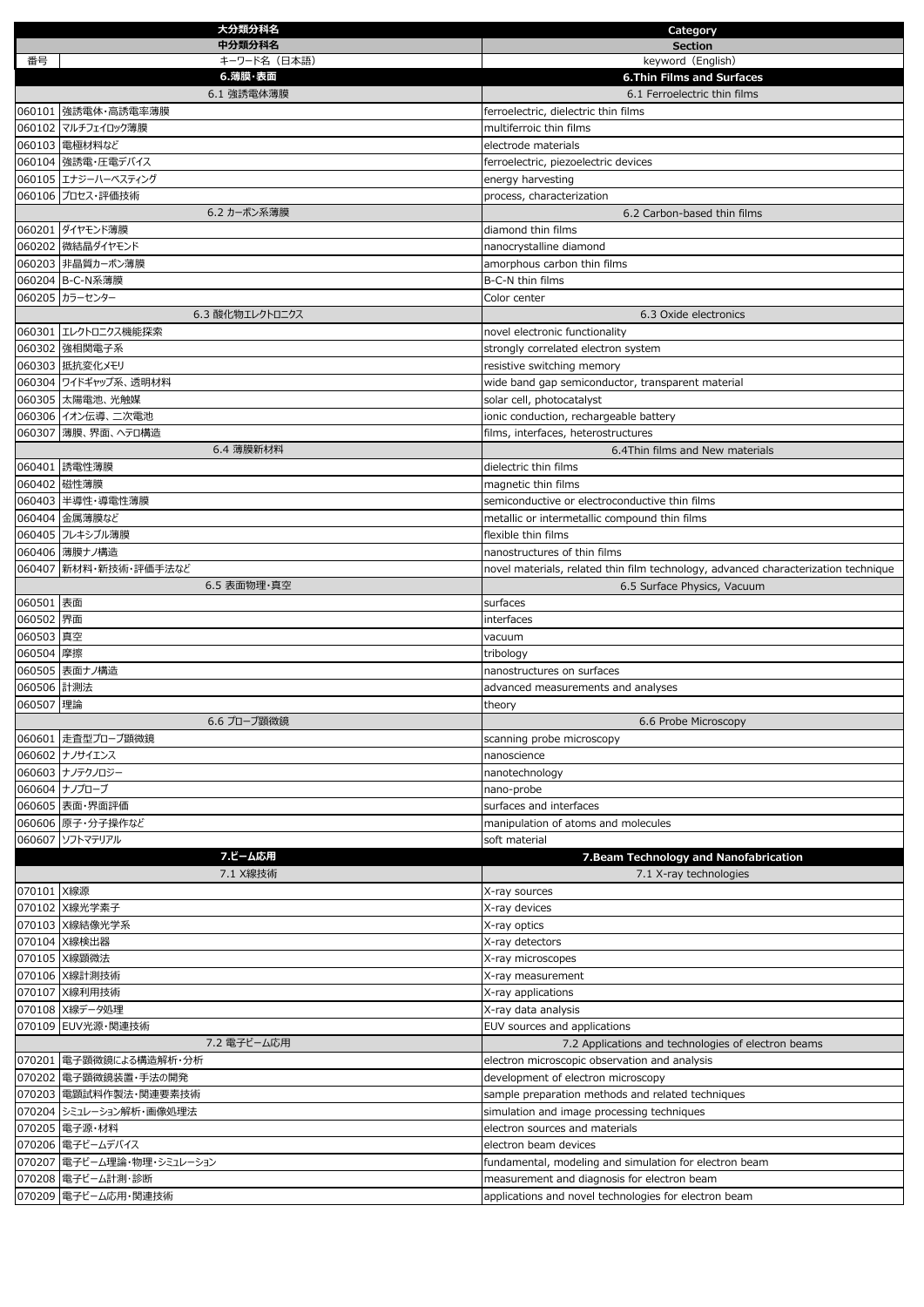| 番号 | 大分類分科名 / 中分類分科名 / キーワード名（日本語） | Category / Section / keyword（English） |
|---|---|---|
| | **6.薄膜・表面** | **6.Thin Films and Surfaces** |
| | 6.1 強誘電体薄膜 | 6.1 Ferroelectric thin films |
| 060101 | 強誘電体・高誘電率薄膜 | ferroelectric, dielectric thin films |
| 060102 | マルチフェイロック薄膜 | multiferroic thin films |
| 060103 | 電極材料など | electrode materials |
| 060104 | 強誘電・圧電デバイス | ferroelectric, piezoelectric devices |
| 060105 | エナジーハーベスティング | energy harvesting |
| 060106 | プロセス・評価技術 | process, characterization |
| | 6.2 カーボン系薄膜 | 6.2 Carbon-based thin films |
| 060201 | ダイヤモンド薄膜 | diamond thin films |
| 060202 | 微結晶ダイヤモンド | nanocrystalline diamond |
| 060203 | 非晶質カーボン薄膜 | amorphous carbon thin films |
| 060204 | B-C-N系薄膜 | B-C-N thin films |
| 060205 | カラーセンター | Color center |
| | 6.3 酸化物エレクトロニクス | 6.3 Oxide electronics |
| 060301 | エレクトロニクス機能探索 | novel electronic functionality |
| 060302 | 強相関電子系 | strongly correlated electron system |
| 060303 | 抵抗変化メモリ | resistive switching memory |
| 060304 | ワイドギャップ系、透明材料 | wide band gap semiconductor, transparent material |
| 060305 | 太陽電池、光触媒 | solar cell, photocatalyst |
| 060306 | イオン伝導、二次電池 | ionic conduction, rechargeable battery |
| 060307 | 薄膜、界面、ヘテロ構造 | films, interfaces, heterostructures |
| | 6.4 薄膜新材料 | 6.4Thin films and New materials |
| 060401 | 誘電性薄膜 | dielectric thin films |
| 060402 | 磁性薄膜 | magnetic thin films |
| 060403 | 半導性・導電性薄膜 | semiconductive or electroconductive thin films |
| 060404 | 金属薄膜など | metallic or intermetallic compound thin films |
| 060405 | フレキシブル薄膜 | flexible thin films |
| 060406 | 薄膜ナノ構造 | nanostructures of thin films |
| 060407 | 新材料・新技術・評価手法など | novel materials, related thin film technology, advanced characterization technique |
| | 6.5 表面物理・真空 | 6.5 Surface Physics, Vacuum |
| 060501 | 表面 | surfaces |
| 060502 | 界面 | interfaces |
| 060503 | 真空 | vacuum |
| 060504 | 摩擦 | tribology |
| 060505 | 表面ナノ構造 | nanostructures on surfaces |
| 060506 | 計測法 | advanced measurements and analyses |
| 060507 | 理論 | theory |
| | 6.6 プローブ顕微鏡 | 6.6 Probe Microscopy |
| 060601 | 走査型プローブ顕微鏡 | scanning probe microscopy |
| 060602 | ナノサイエンス | nanoscience |
| 060603 | ナノテクノロジー | nanotechnology |
| 060604 | ナノプローブ | nano-probe |
| 060605 | 表面・界面評価 | surfaces and interfaces |
| 060606 | 原子・分子操作など | manipulation of atoms and molecules |
| 060607 | ソフトマテリアル | soft material |
| | **7.ビーム応用** | **7.Beam Technology and Nanofabrication** |
| | 7.1 X線技術 | 7.1 X-ray technologies |
| 070101 | X線源 | X-ray sources |
| 070102 | X線光学素子 | X-ray devices |
| 070103 | X線結像光学系 | X-ray optics |
| 070104 | X線検出器 | X-ray detectors |
| 070105 | X線顕微法 | X-ray microscopes |
| 070106 | X線計測技術 | X-ray measurement |
| 070107 | X線利用技術 | X-ray applications |
| 070108 | X線データ処理 | X-ray data analysis |
| 070109 | EUV光源・関連技術 | EUV sources and applications |
| | 7.2 電子ビーム応用 | 7.2 Applications and technologies of electron beams |
| 070201 | 電子顕微鏡による構造解析・分析 | electron microscopic observation and analysis |
| 070202 | 電子顕微鏡装置・手法の開発 | development of electron microscopy |
| 070203 | 電顕試料作製法・関連要素技術 | sample preparation methods and related techniques |
| 070204 | シミュレーション解析・画像処理法 | simulation and image processing techniques |
| 070205 | 電子源・材料 | electron sources and materials |
| 070206 | 電子ビームデバイス | electron beam devices |
| 070207 | 電子ビーム理論・物理・シミュレーション | fundamental, modeling and simulation for electron beam |
| 070208 | 電子ビーム計測・診断 | measurement and diagnosis for electron beam |
| 070209 | 電子ビーム応用・関連技術 | applications and novel technologies for electron beam |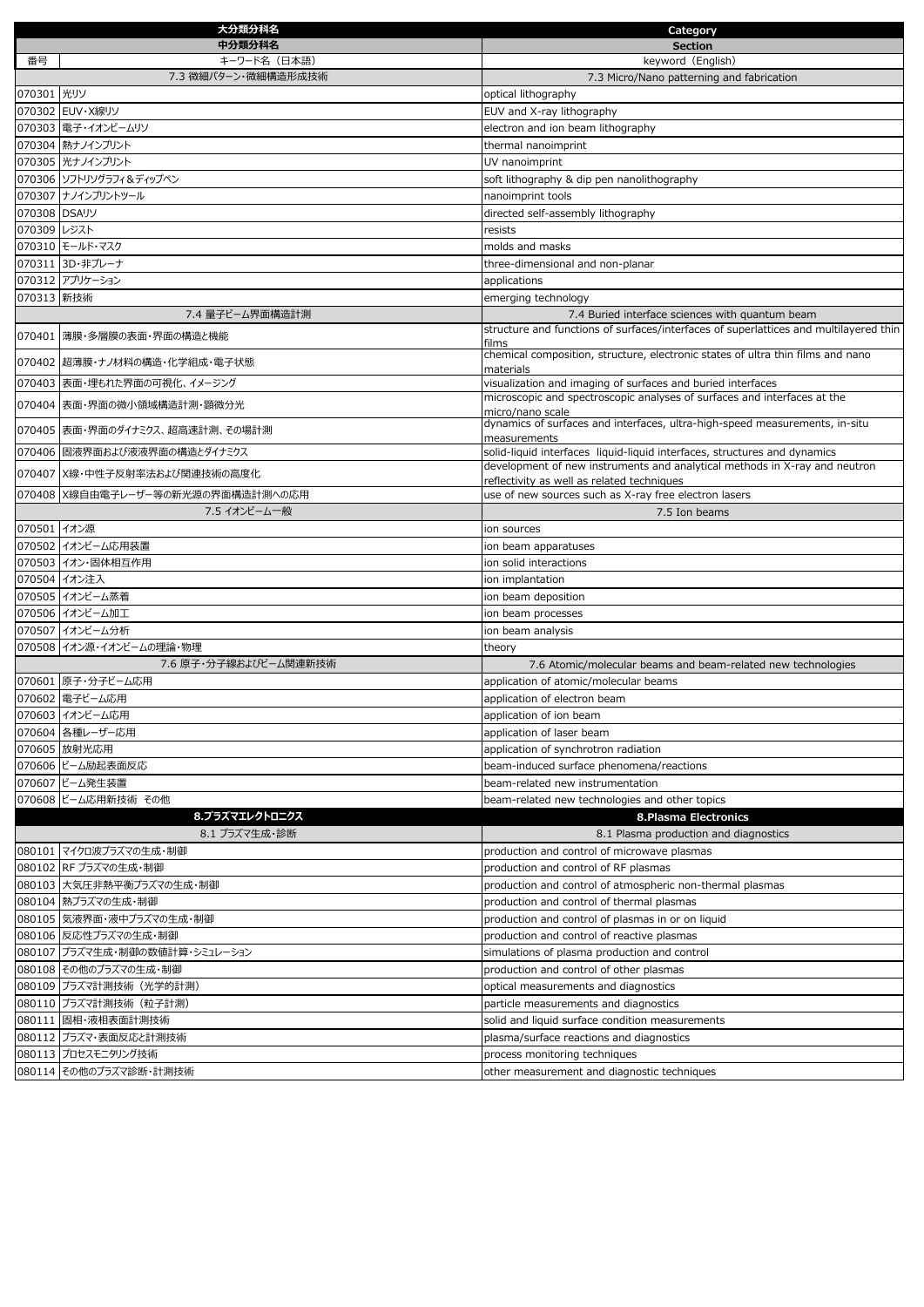| 番号 | 大分類分科名 / 中分類分科名 / キーワード名（日本語） | Category / Section / keyword（English） |
| --- | --- | --- |
| | 7.3 微細パターン・微細構造形成技術 | 7.3 Micro/Nano patterning and fabrication |
| 070301 | 光リソ | optical lithography |
| 070302 | EUV・X線リソ | EUV and X-ray lithography |
| 070303 | 電子・イオンビームリソ | electron and ion beam lithography |
| 070304 | 熱ナノインプリント | thermal nanoimprint |
| 070305 | 光ナノインプリント | UV nanoimprint |
| 070306 | ソフトリソグラフィ＆ディップペン | soft lithography & dip pen nanolithography |
| 070307 | ナノインプリントツール | nanoimprint tools |
| 070308 | DSAリソ | directed self-assembly lithography |
| 070309 | レジスト | resists |
| 070310 | モールド・マスク | molds and masks |
| 070311 | 3D・非プレーナ | three-dimensional and non-planar |
| 070312 | アプリケーション | applications |
| 070313 | 新技術 | emerging technology |
| | 7.4 量子ビーム界面構造計測 | 7.4 Buried interface sciences with quantum beam |
| 070401 | 薄膜・多層膜の表面・界面の構造と機能 | structure and functions of surfaces/interfaces of superlattices and multilayered thin films |
| 070402 | 超薄膜・ナノ材料の構造・化学組成・電子状態 | chemical composition, structure, electronic states of ultra thin films and nano materials |
| 070403 | 表面・埋もれた界面の可視化、イメージング | visualization and imaging of surfaces and buried interfaces |
| 070404 | 表面・界面の微小領域構造計測・顕微分光 | microscopic and spectroscopic analyses of surfaces and interfaces at the micro/nano scale |
| 070405 | 表面・界面のダイナミクス、超高速計測、その場計測 | dynamics of surfaces and interfaces, ultra-high-speed measurements, in-situ measurements |
| 070406 | 固液界面および液液界面の構造とダイナミクス | solid-liquid interfaces liquid-liquid interfaces, structures and dynamics |
| 070407 | X線・中性子反射率法および関連技術の高度化 | development of new instruments and analytical methods in X-ray and neutron reflectivity as well as related techniques |
| 070408 | X線自由電子レーザー等の新光源の界面構造計測への応用 | use of new sources such as X-ray free electron lasers |
| | 7.5 イオンビーム一般 | 7.5 Ion beams |
| 070501 | イオン源 | ion sources |
| 070502 | イオンビーム応用装置 | ion beam apparatuses |
| 070503 | イオン・固体相互作用 | ion solid interactions |
| 070504 | イオン注入 | ion implantation |
| 070505 | イオンビーム蒸着 | ion beam deposition |
| 070506 | イオンビーム加工 | ion beam processes |
| 070507 | イオンビーム分析 | ion beam analysis |
| 070508 | イオン源・イオンビームの理論・物理 | theory |
| | 7.6 原子・分子線およびビーム関連新技術 | 7.6 Atomic/molecular beams and beam-related new technologies |
| 070601 | 原子・分子ビーム応用 | application of atomic/molecular beams |
| 070602 | 電子ビーム応用 | application of electron beam |
| 070603 | イオンビーム応用 | application of ion beam |
| 070604 | 各種レーザー応用 | application of laser beam |
| 070605 | 放射光応用 | application of synchrotron radiation |
| 070606 | ビーム励起表面反応 | beam-induced surface phenomena/reactions |
| 070607 | ビーム発生装置 | beam-related new instrumentation |
| 070608 | ビーム応用新技術 その他 | beam-related new technologies and other topics |
| | **8.プラズマエレクトロニクス** | **8.Plasma Electronics** |
| | 8.1 プラズマ生成・診断 | 8.1 Plasma production and diagnostics |
| 080101 | マイクロ波プラズマの生成・制御 | production and control of microwave plasmas |
| 080102 | RF プラズマの生成・制御 | production and control of RF plasmas |
| 080103 | 大気圧非熱平衡プラズマの生成・制御 | production and control of atmospheric non-thermal plasmas |
| 080104 | 熱プラズマの生成・制御 | production and control of thermal plasmas |
| 080105 | 気液界面・液中プラズマの生成・制御 | production and control of plasmas in or on liquid |
| 080106 | 反応性プラズマの生成・制御 | production and control of reactive plasmas |
| 080107 | プラズマ生成・制御の数値計算・シミュレーション | simulations of plasma production and control |
| 080108 | その他のプラズマの生成・制御 | production and control of other plasmas |
| 080109 | プラズマ計測技術（光学的計測） | optical measurements and diagnostics |
| 080110 | プラズマ計測技術（粒子計測） | particle measurements and diagnostics |
| 080111 | 固相・液相表面計測技術 | solid and liquid surface condition measurements |
| 080112 | プラズマ・表面反応と計測技術 | plasma/surface reactions and diagnostics |
| 080113 | プロセスモニタリング技術 | process monitoring techniques |
| 080114 | その他のプラズマ診断・計測技術 | other measurement and diagnostic techniques |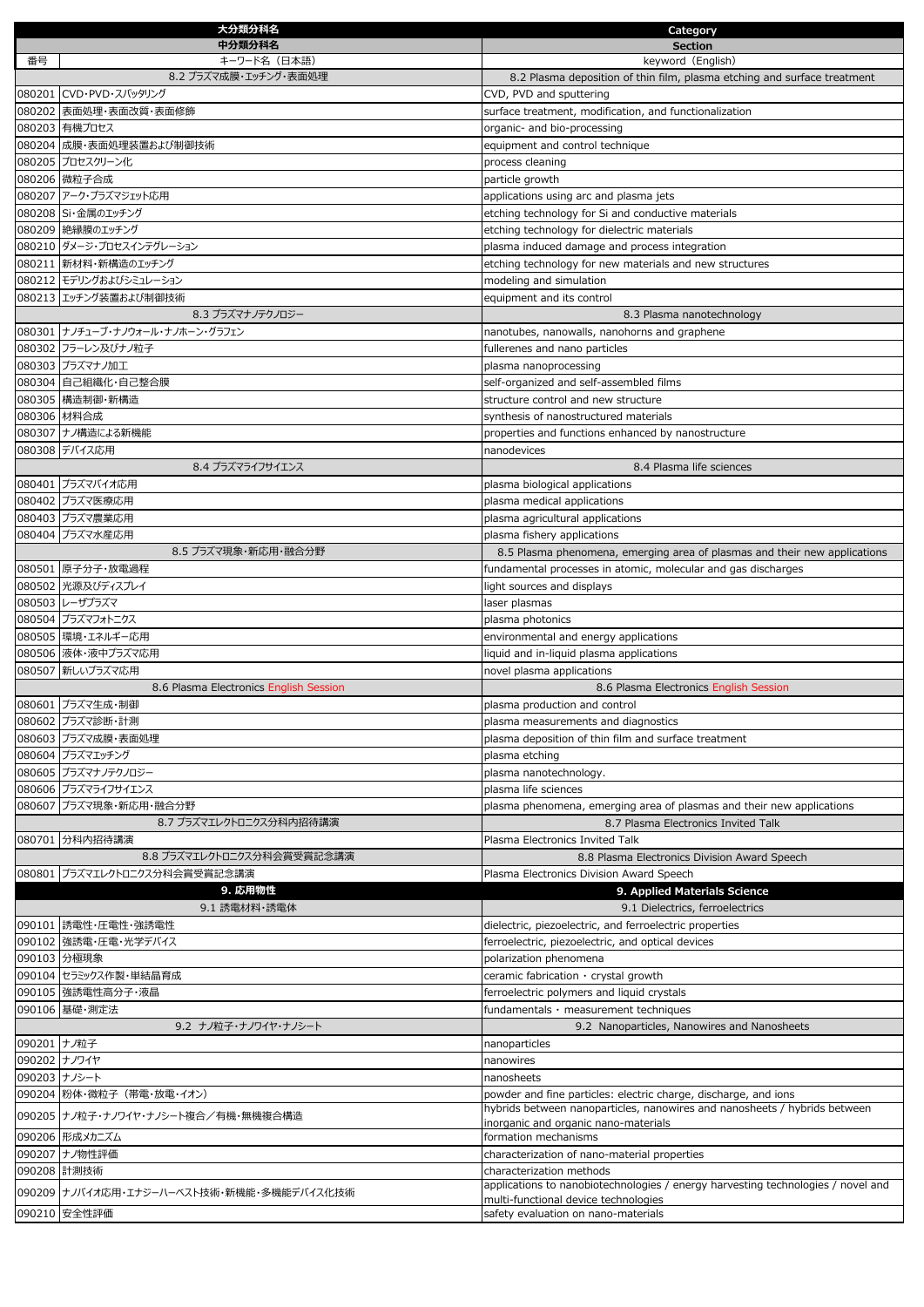| 番号 | 大分類分科名 / 中分類分科名 / キーワード名（日本語） | Category / Section / keyword（English） |
|---|---|---|
| | 8.2 プラズマ成膜・エッチング・表面処理 | 8.2 Plasma deposition of thin film, plasma etching and surface treatment |
| 080201 | CVD・PVD・スパッタリング | CVD, PVD and sputtering |
| 080202 | 表面処理・表面改質・表面修飾 | surface treatment, modification, and functionalization |
| 080203 | 有機プロセス | organic- and bio-processing |
| 080204 | 成膜・表面処理装置および制御技術 | equipment and control technique |
| 080205 | プロセスクリーン化 | process cleaning |
| 080206 | 微粒子合成 | particle growth |
| 080207 | アーク・プラズマジェット応用 | applications using arc and plasma jets |
| 080208 | Si・金属のエッチング | etching technology for Si and conductive materials |
| 080209 | 絶縁膜のエッチング | etching technology for dielectric materials |
| 080210 | ダメージ・プロセスインテグレーション | plasma induced damage and process integration |
| 080211 | 新材料・新構造のエッチング | etching technology for new materials and new structures |
| 080212 | モデリングおよびシミュレーション | modeling and simulation |
| 080213 | エッチング装置および制御技術 | equipment and its control |
| | 8.3 プラズマナノテクノロジー | 8.3 Plasma nanotechnology |
| 080301 | ナノチューブ・ナノウォール・ナノホーン・グラフェン | nanotubes, nanowalls, nanohorns and graphene |
| 080302 | フラーレン及びナノ粒子 | fullerenes and nano particles |
| 080303 | プラズマナノ加工 | plasma nanoprocessing |
| 080304 | 自己組織化・自己整合膜 | self-organized and self-assembled films |
| 080305 | 構造制御・新構造 | structure control and new structure |
| 080306 | 材料合成 | synthesis of nanostructured materials |
| 080307 | ナノ構造による新機能 | properties and functions enhanced by nanostructure |
| 080308 | デバイス応用 | nanodevices |
| | 8.4 プラズマライフサイエンス | 8.4 Plasma life sciences |
| 080401 | プラズマバイオ応用 | plasma biological applications |
| 080402 | プラズマ医療応用 | plasma medical applications |
| 080403 | プラズマ農業応用 | plasma agricultural applications |
| 080404 | プラズマ水産応用 | plasma fishery applications |
| | 8.5 プラズマ現象・新応用・融合分野 | 8.5 Plasma phenomena, emerging area of plasmas and their new applications |
| 080501 | 原子分子・放電過程 | fundamental processes in atomic, molecular and gas discharges |
| 080502 | 光源及びディスプレイ | light sources and displays |
| 080503 | レーザプラズマ | laser plasmas |
| 080504 | プラズマフォトニクス | plasma photonics |
| 080505 | 環境・エネルギー応用 | environmental and energy applications |
| 080506 | 液体・液中プラズマ応用 | liquid and in-liquid plasma applications |
| 080507 | 新しいプラズマ応用 | novel plasma applications |
| | 8.6 Plasma Electronics English Session | 8.6 Plasma Electronics English Session |
| 080601 | プラズマ生成・制御 | plasma production and control |
| 080602 | プラズマ診断・計測 | plasma measurements and diagnostics |
| 080603 | プラズマ成膜・表面処理 | plasma deposition of thin film and surface treatment |
| 080604 | プラズマエッチング | plasma etching |
| 080605 | プラズマナノテクノロジー | plasma nanotechnology. |
| 080606 | プラズマライフサイエンス | plasma life sciences |
| 080607 | プラズマ現象・新応用・融合分野 | plasma phenomena, emerging area of plasmas and their new applications |
| | 8.7 プラズマエレクトロニクス分科内招待講演 | 8.7 Plasma Electronics Invited Talk |
| 080701 | 分科内招待講演 | Plasma Electronics Invited Talk |
| | 8.8 プラズマエレクトロニクス分科会賞受賞記念講演 | 8.8 Plasma Electronics Division Award Speech |
| 080801 | プラズマエレクトロニクス分科会賞受賞記念講演 | Plasma Electronics Division Award Speech |
| | **9. 応用物性** | **9. Applied Materials Science** |
| | 9.1 誘電材料・誘電体 | 9.1 Dielectrics, ferroelectrics |
| 090101 | 誘電性・圧電性・強誘電性 | dielectric, piezoelectric, and ferroelectric properties |
| 090102 | 強誘電・圧電・光学デバイス | ferroelectric, piezoelectric, and optical devices |
| 090103 | 分極現象 | polarization phenomena |
| 090104 | セラミックス作製・単結晶育成 | ceramic fabrication・crystal growth |
| 090105 | 強誘電性高分子・液晶 | ferroelectric polymers and liquid crystals |
| 090106 | 基礎・測定法 | fundamentals・measurement techniques |
| | 9.2 ナノ粒子・ナノワイヤ・ナノシート | 9.2 Nanoparticles, Nanowires and Nanosheets |
| 090201 | ナノ粒子 | nanoparticles |
| 090202 | ナノワイヤ | nanowires |
| 090203 | ナノシート | nanosheets |
| 090204 | 粉体・微粒子（帯電・放電・イオン） | powder and fine particles: electric charge, discharge, and ions |
| 090205 | ナノ粒子・ナノワイヤ・ナノシート複合／有機・無機複合構造 | hybrids between nanoparticles, nanowires and nanosheets / hybrids between inorganic and organic nano-materials |
| 090206 | 形成メカニズム | formation mechanisms |
| 090207 | ナノ物性評価 | characterization of nano-material properties |
| 090208 | 計測技術 | characterization methods |
| 090209 | ナノバイオ応用・エナジーハーベスト技術・新機能・多機能デバイス化技術 | applications to nanobiotechnologies / energy harvesting technologies / novel and multi-functional device technologies |
| 090210 | 安全性評価 | safety evaluation on nano-materials |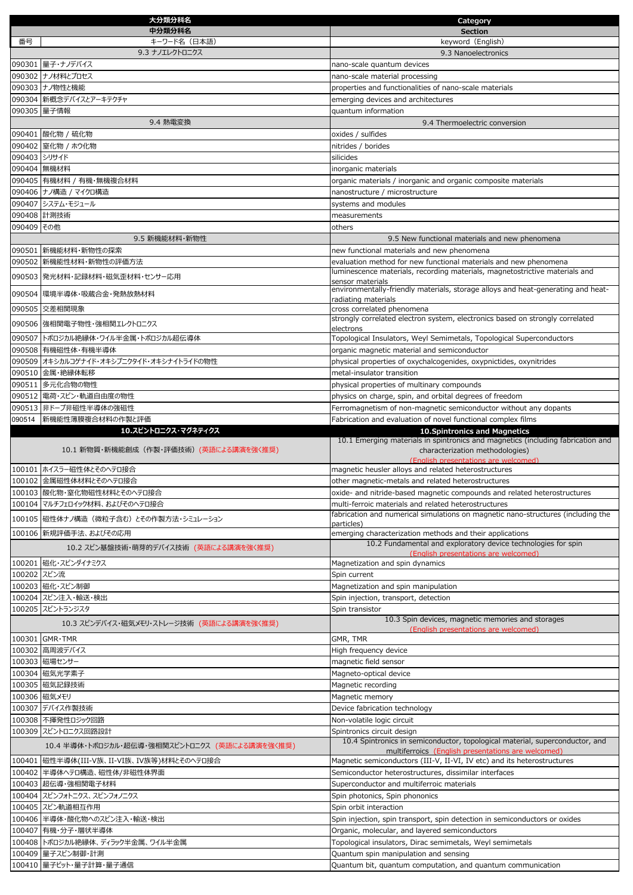| 番号 | キーワード名（日本語） | keyword（English） |
|---|---|---|
| | **大分類分科名** | **Category** |
| | **中分類分科名** | **Section** |
| | 9.3 ナノエレクトロニクス | 9.3 Nanoelectronics |
| 090301 | 量子・ナノデバイス | nano-scale quantum devices |
| 090302 | ナノ材料とプロセス | nano-scale material processing |
| 090303 | ナノ物性と機能 | properties and functionalities of nano-scale materials |
| 090304 | 新概念デバイスとアーキテクチャ | emerging devices and architectures |
| 090305 | 量子情報 | quantum information |
| | 9.4 熱電変換 | 9.4 Thermoelectric conversion |
| 090401 | 酸化物 / 硫化物 | oxides / sulfides |
| 090402 | 窒化物 / ホウ化物 | nitrides / borides |
| 090403 | シリサイド | silicides |
| 090404 | 無機材料 | inorganic materials |
| 090405 | 有機材料 / 有機・無機複合材料 | organic materials / inorganic and organic composite materials |
| 090406 | ナノ構造 / マイクロ構造 | nanostructure / microstructure |
| 090407 | システム・モジュール | systems and modules |
| 090408 | 計測技術 | measurements |
| 090409 | その他 | others |
| | 9.5 新機能材料・新物性 | 9.5 New functional materials and new phenomena |
| 090501 | 新機能材料・新物性の探索 | new functional materials and new phenomena |
| 090502 | 新機能性材料・新物性の評価方法 | evaluation method for new functional materials and new phenomena |
| 090503 | 発光材料・記録材料・磁気歪材料・センサー応用 | luminescence materials, recording materials, magnetostrictive materials and sensor materials |
| 090504 | 環境半導体・吸蔵合金・発熱放熱材料 | environmentally-friendly materials, storage alloys and heat-generating and heat-radiating materials |
| 090505 | 交差相関現象 | cross correlated phenomena |
| 090506 | 強相関電子物性・強相関エレクトロニクス | strongly correlated electron system, electronics based on strongly correlated electrons |
| 090507 | トポロジカル絶縁体・ワイル半金属・トポロジカル超伝導体 | Topological Insulators, Weyl Semimetals, Topological Superconductors |
| 090508 | 有機磁性体・有機半導体 | organic magnetic material and semiconductor |
| 090509 | オキシカルコゲナイド・オキシプニクタイド・オキシナイトライドの物性 | physical properties of oxychalcogenides, oxypnictides, oxynitrides |
| 090510 | 金属・絶縁体転移 | metal-insulator transition |
| 090511 | 多元化合物の物性 | physical properties of multinary compounds |
| 090512 | 電荷・スピン・軌道自由度の物性 | physics on charge, spin, and orbital degrees of freedom |
| 090513 | 非ドープ非磁性半導体の強磁性 | Ferromagnetism of non-magnetic semiconductor without any dopants |
| 090514 | 新機能性薄膜複合材料の作製と評価 | Fabrication and evaluation of novel functional complex films |
| | **10.スピントロニクス・マグネティクス** | **10.Spintronics and Magnetics** |
| | 10.1 新物質・新機能創成（作製・評価技術）（英語による講演を強く推奨） | 10.1 Emerging materials in spintronics and magnetics (including fabrication and characterization methodologies) (English presentations are welcomed) |
| 100101 | ホイスラー磁性体とそのヘテロ接合 | magnetic heusler alloys and related heterostructures |
| 100102 | 金属磁性体材料とそのヘテロ接合 | other magnetic-metals and related heterostructures |
| 100103 | 酸化物・窒化物磁性材料とそのヘテロ接合 | oxide- and nitride-based magnetic compounds and related heterostructures |
| 100104 | マルチフェロイック材料、およびそのヘテロ接合 | multi-ferroic materials and related heterostructures |
| 100105 | 磁性体ナノ構造（微粒子含む）とその作製方法・シミュレーション | fabrication and numerical simulations on magnetic nano-structures (including the particles) |
| 100106 | 新規評価手法、およびその応用 | emerging characterization methods and their applications |
| | 10.2 スピン基盤技術・萌芽的デバイス技術（英語による講演を強く推奨） | 10.2 Fundamental and exploratory device technologies for spin (English presentations are welcomed) |
| 100201 | 磁化・スピンダイナミクス | Magnetization and spin dynamics |
| 100202 | スピン流 | Spin current |
| 100203 | 磁化・スピン制御 | Magnetization and spin manipulation |
| 100204 | スピン注入・輸送・検出 | Spin injection, transport, detection |
| 100205 | スピントランジスタ | Spin transistor |
| | 10.3 スピンデバイス・磁気メモリ・ストレージ技術（英語による講演を強く推奨） | 10.3 Spin devices, magnetic memories and storages (English presentations are welcomed) |
| 100301 | GMR・TMR | GMR, TMR |
| 100302 | 高周波デバイス | High frequency device |
| 100303 | 磁場センサー | magnetic field sensor |
| 100304 | 磁気光学素子 | Magneto-optical device |
| 100305 | 磁気記録技術 | Magnetic recording |
| 100306 | 磁気メモリ | Magnetic memory |
| 100307 | デバイス作製技術 | Device fabrication technology |
| 100308 | 不揮発性ロジック回路 | Non-volatile logic circuit |
| 100309 | スピントロニクス回路設計 | Spintronics circuit design |
| | 10.4 半導体・トポロジカル・超伝導・強相関スピントロニクス（英語による講演を強く推奨） | 10.4 Spintronics in semiconductor, topological material, superconductor, and multiferroics (English presentations are welcomed) |
| 100401 | 磁性半導体(III-V族、II-VI族、IV族等)材料とそのヘテロ接合 | Magnetic semiconductors (III-V, II-VI, IV etc) and its heterostructures |
| 100402 | 半導体ヘテロ構造、磁性体/非磁性体界面 | Semiconductor heterostructures, dissimilar interfaces |
| 100403 | 超伝導・強相関電子材料 | Superconductor and multiferroic materials |
| 100404 | スピンフォトニクス、スピンフォノニクス | Spin photonics, Spin phononics |
| 100405 | スピン軌道相互作用 | Spin orbit interaction |
| 100406 | 半導体・酸化物へのスピン注入・輸送・検出 | Spin injection, spin transport, spin detection in semiconductors or oxides |
| 100407 | 有機・分子・層状半導体 | Organic, molecular, and layered semiconductors |
| 100408 | トポロジカル絶縁体、ディラック半金属、ワイル半金属 | Topological insulators, Dirac semimetals, Weyl semimetals |
| 100409 | 量子スピン制御・計測 | Quantum spin manipulation and sensing |
| 100410 | 量子ビット・量子計算・量子通信 | Quantum bit, quantum computation, and quantum communication |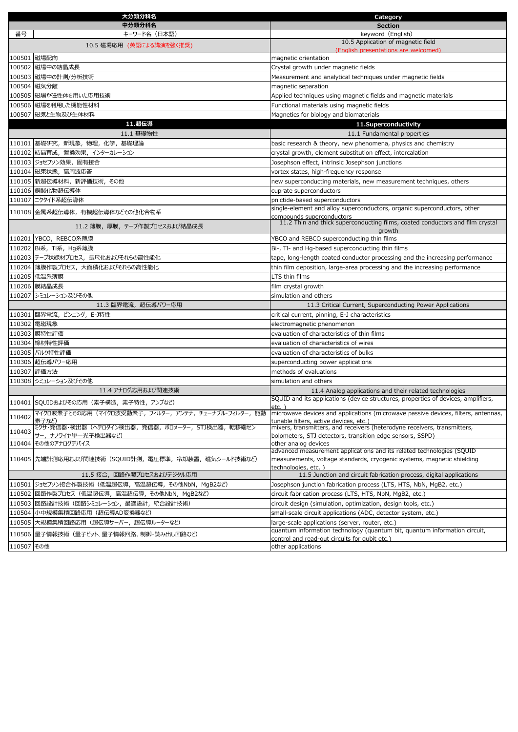| 大分類分科名 | | Category |
|---|---|---|
| 中分類分科名 | | Section |
| 番号 | キーワード名（日本語） | keyword（English） |
| 10.5 磁場応用（英語による講演を強く推奨） | | 10.5 Application of magnetic field (English presentations are welcomed) |
| 100501 | 磁場配向 | magnetic orientation |
| 100502 | 磁場中の結晶成長 | Crystal growth under magnetic fields |
| 100503 | 磁場中の計測/分析技術 | Measurement and analytical techniques under magnetic fields |
| 100504 | 磁気分離 | magnetic separation |
| 100505 | 磁場や磁性体を用いた応用技術 | Applied techniques using magnetic fields and magnetic materials |
| 100506 | 磁場を利用した機能性材料 | Functional materials using magnetic fields |
| 100507 | 磁気と生物及び生体材料 | Magnetics for biology and biomaterials |
| **11.超伝導** | | **11.Superconductivity** |
| 11.1 基礎物性 | | 11.1 Fundamental properties |
| 110101 | 基礎研究，新現象，物理，化学，基礎理論 | basic research & theory, new phenomena, physics and chemistry |
| 110102 | 結晶育成，置換効果，インターカレーション | crystal growth, element substitution effect, intercalation |
| 110103 | ジョセフソン効果，固有接合 | Josephson effect, intrinsic Josephson junctions |
| 110104 | 磁束状態，高周波応答 | vortex states, high-frequency response |
| 110105 | 新超伝導材料，新評価技術，その他 | new superconducting materials, new measurement techniques, others |
| 110106 | 銅酸化物超伝導体 | cuprate superconductors |
| 110107 | ニクタイド系超伝導体 | pnictide-based superconductors |
| 110108 | 金属系超伝導体，有機超伝導体などその他化合物系 | single-element and alloy superconductors, organic superconductors, other compounds superconductors |
| 11.2 薄膜，厚膜，テープ作製プロセスおよび結晶成長 | | 11.2 Thin and thick superconducting films, coated conductors and film crystal growth |
| 110201 | YBCO，REBCO系薄膜 | YBCO and REBCO superconducting thin films |
| 110202 | Bi系，Tl系，Hg系薄膜 | Bi-, Tl- and Hg-based superconducting thin films |
| 110203 | テープ状線材プロセス，長尺化およびそれらの高性能化 | tape, long-length coated conductor processing and the increasing performance |
| 110204 | 薄膜作製プロセス，大面積化およびそれらの高性能化 | thin film deposition, large-area processing and the increasing performance |
| 110205 | 低温系薄膜 | LTS thin films |
| 110206 | 膜結晶成長 | film crystal growth |
| 110207 | シミュレーション及びその他 | simulation and others |
| 11.3 臨界電流，超伝導パワー応用 | | 11.3 Critical Current, Superconducting Power Applications |
| 110301 | 臨界電流，ピンニング，E-J特性 | critical current, pinning, E-J characteristics |
| 110302 | 電磁現象 | electromagnetic phenomenon |
| 110303 | 膜特性評価 | evaluation of characteristics of thin films |
| 110304 | 線材特性評価 | evaluation of characteristics of wires |
| 110305 | バルク特性評価 | evaluation of characteristics of bulks |
| 110306 | 超伝導パワー応用 | superconducting power applications |
| 110307 | 評価方法 | methods of evaluations |
| 110308 | シミュレーション及びその他 | simulation and others |
| 11.4 アナログ応用および関連技術 | | 11.4 Analog applications and their related technologies |
| 110401 | SQUIDおよびその応用（素子構造，素子特性，アンプなど） | SQUID and its applications (device structures, properties of devices, amplifiers, etc. ) |
| 110402 | マイクロ波素子とその応用（マイクロ波受動素子，フィルター，アンテナ，チューナブル・フィルター，能動素子など） | microwave devices and applications (microwave passive devices, filters, antennas, tunable filters, active devices, etc.) |
| 110403 | ミクサ・発信器・検出器（ヘテロダイン検出器，発信器，ボロメーター，STJ検出器，転移端センサー，ナノワイヤ単一光子検出器など） | mixers, transmitters, and receivers (heterodyne receivers, transmitters, bolometers, STJ detectors, transition edge sensors, SSPD) |
| 110404 | その他のアナログデバイス | other analog devices |
| 110405 | 先端計測応用および関連技術（SQUID計測，電圧標準，冷却装置，磁気シールド技術など） | advanced measurement applications and its related technologies (SQUID measurements, voltage standards, cryogenic systems, magnetic shielding technologies, etc. ) |
| 11.5 接合，回路作製プロセスおよびデジタル応用 | | 11.5 Junction and circuit fabrication process, digital applications |
| 110501 | ジョセフソン接合作製技術（低温超伝導，高温超伝導，その他NbN，MgB2など） | Josephson junction fabrication process (LTS, HTS, NbN, MgB2, etc.) |
| 110502 | 回路作製プロセス（低温超伝導，高温超伝導，その他NbN，MgB2など） | circuit fabrication process (LTS, HTS, NbN, MgB2, etc.) |
| 110503 | 回路設計技術（回路シミュレーション，最適設計，統合設計技術） | circuit design (simulation, optimization, design tools, etc.) |
| 110504 | 小中規模集積回路応用（超伝導AD変換器など） | small-scale circuit applications (ADC, detector system, etc.) |
| 110505 | 大規模集積回路応用（超伝導サーバー，超伝導ルーターなど） | large-scale applications (server, router, etc.) |
| 110506 | 量子情報技術（量子ビット、量子情報回路、制御・読み出し回路など） | quantum information technology (quantum bit, quantum information circuit, control and read-out circuits for qubit etc.) |
| 110507 | その他 | other applications |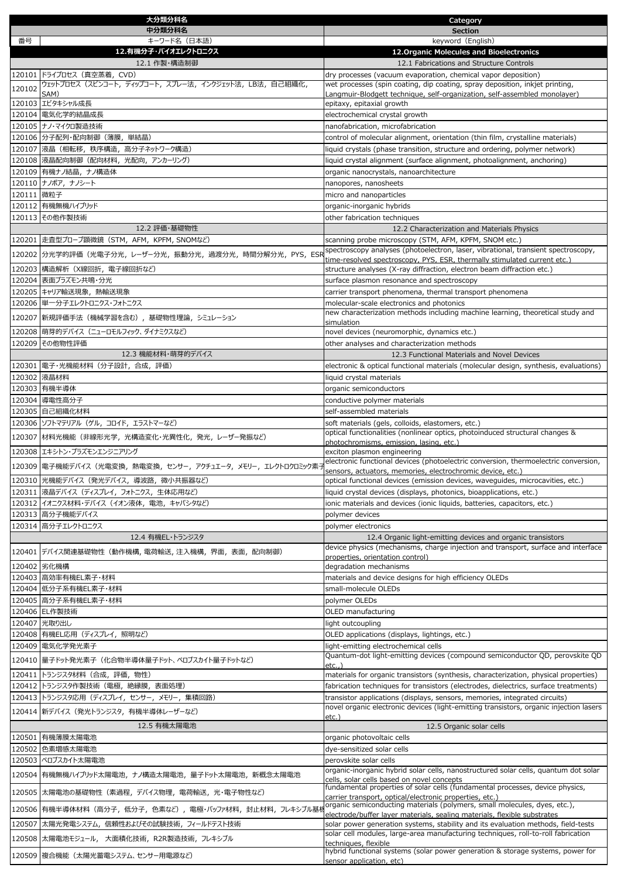| 番号 | 大分類分科名 / 中分類分科名 / キーワード名（日本語） | Category / Section / keyword（English） |
|---|---|---|
| | **12.有機分子・バイオエレクトロニクス** | **12.Organic Molecules and Bioelectronics** |
| | 12.1 作製・構造制御 | 12.1 Fabrications and Structure Controls |
| 120101 | ドライプロセス（真空蒸着，CVD） | dry processes (vacuum evaporation, chemical vapor deposition) |
| 120102 | ウェットプロセス（スピンコート，ディップコート，スプレー法，インクジェット法，LB法，自己組織化，SAM） | wet processes (spin coating, dip coating, spray deposition, inkjet printing, Langmuir-Blodgett technique, self-organization, self-assembled monolayer) |
| 120103 | エピタキシャル成長 | epitaxy, epitaxial growth |
| 120104 | 電気化学的結晶成長 | electrochemical crystal growth |
| 120105 | ナノ･マイクロ製造技術 | nanofabrication, microfabrication |
| 120106 | 分子配列・配向制御（薄膜，単結晶） | control of molecular alignment, orientation (thin film, crystalline materials) |
| 120107 | 液晶（相転移，秩序構造，高分子ネットワーク構造） | liquid crystals (phase transition, structure and ordering, polymer network) |
| 120108 | 液晶配向制御（配向材料，光配向，アンカーリング） | liquid crystal alignment (surface alignment, photoalignment, anchoring) |
| 120109 | 有機ナノ結晶，ナノ構造体 | organic nanocrystals, nanoarchitecture |
| 120110 | ナノポア，ナノシート | nanopores, nanosheets |
| 120111 | 微粒子 | micro and nanoparticles |
| 120112 | 有機無機ハイブリッド | organic-inorganic hybrids |
| 120113 | その他作製技術 | other fabrication techniques |
| | 12.2 評価・基礎物性 | 12.2 Characterization and Materials Physics |
| 120201 | 走査型プローブ顕微鏡（STM，AFM，KPFM，SNOMなど） | scanning probe microscopy (STM, AFM, KPFM, SNOM etc.) |
| 120202 | 分光学的評価（光電子分光，レーザー分光，振動分光，過渡分光，時間分解分光，PYS，ESR | spectroscopy analyses (photoelectron, laser, vibrational, transient spectroscopy, time-resolved spectroscopy, PYS, ESR, thermally stimulated current etc.) |
| 120203 | 構造解析（X線回折，電子線回折など） | structure analyses (X-ray diffraction, electron beam diffraction etc.) |
| 120204 | 表面プラズモン共鳴・分光 | surface plasmon resonance and spectroscopy |
| 120205 | キャリア輸送現象，熱輸送現象 | carrier transport phenomena, thermal transport phenomena |
| 120206 | 単一分子エレクトロニクス・フォトニクス | molecular-scale electronics and photonics |
| 120207 | 新規評価手法（機械学習を含む），基礎物性理論，シミュレーション | new characterization methods including machine learning, theoretical study and simulation |
| 120208 | 萌芽的デバイス（ニューロモルフィック，ダイナミクスなど） | novel devices (neuromorphic, dynamics etc.) |
| 120209 | その他物性評価 | other analyses and characterization methods |
| | 12.3 機能材料・萌芽的デバイス | 12.3 Functional Materials and Novel Devices |
| 120301 | 電子・光機能材料（分子設計，合成，評価） | electronic & optical functional materials (molecular design, synthesis, evaluations) |
| 120302 | 液晶材料 | liquid crystal materials |
| 120303 | 有機半導体 | organic semiconductors |
| 120304 | 導電性高分子 | conductive polymer materials |
| 120305 | 自己組織化材料 | self-assembled materials |
| 120306 | ソフトマテリアル（ゲル，コロイド，エラストマーなど） | soft materials (gels, colloids, elastomers, etc.) |
| 120307 | 材料光機能（非線形光学，光構造変化・光異性化，発光，レーザー発振など） | optical functionalities (nonlinear optics, photoinduced structural changes & photochromisms, emission, lasing, etc.) |
| 120308 | エキシトン・プラズモンエンジニアリング | exciton plasmon engineering |
| 120309 | 電子機能デバイス（光電変換，熱電変換，センサー，アクチュエータ，メモリー，エレクトロクロミック素子 | electronic functional devices (photoelectric conversion, thermoelectric conversion, sensors, actuators, memories, electrochromic device, etc.) |
| 120310 | 光機能デバイス（発光デバイス，導波路，微小共振器など） | optical functional devices (emission devices, waveguides, microcavities, etc.) |
| 120311 | 液晶デバイス（ディスプレイ，フォトニクス，生体応用など） | liquid crystal devices (displays, photonics, bioapplications, etc.) |
| 120312 | イオニクス材料・デバイス（イオン液体，電池，キャパシタなど） | ionic materials and devices (ionic liquids, batteries, capacitors, etc.) |
| 120313 | 高分子機能デバイス | polymer devices |
| 120314 | 高分子エレクトロニクス | polymer electronics |
| | 12.4 有機EL・トランジスタ | 12.4 Organic light-emitting devices and organic transistors |
| 120401 | デバイス関連基礎物性（動作機構, 電荷輸送, 注入機構，界面，表面，配向制御） | device physics (mechanisms, charge injection and transport, surface and interface properties, orientation control) |
| 120402 | 劣化機構 | degradation mechanisms |
| 120403 | 高効率有機EL素子・材料 | materials and device designs for high efficiency OLEDs |
| 120404 | 低分子系有機EL素子・材料 | small-molecule OLEDs |
| 120405 | 高分子系有機EL素子・材料 | polymer OLEDs |
| 120406 | EL作製技術 | OLED manufacturing |
| 120407 | 光取り出し | light outcoupling |
| 120408 | 有機EL応用（ディスプレイ，照明など） | OLED applications (displays, lightings, etc.) |
| 120409 | 電気化学発光素子 | light-emitting electrochemical cells |
| 120410 | 量子ドット発光素子（化合物半導体量子ドット、ペロブスカイト量子ドットなど） | Quantum-dot light-emitting devices (compound semiconductor QD, perovskite QD etc.,) |
| 120411 | トランジスタ材料（合成，評価，物性） | materials for organic transistors (synthesis, characterization, physical properties) |
| 120412 | トランジスタ作製技術（電極，絶縁膜，表面処理） | fabrication techniques for transistors (electrodes, dielectrics, surface treatments) |
| 120413 | トランジスタ応用（ディスプレイ，センサー，メモリー，集積回路） | transistor applications (displays, sensors, memories, integrated circuits) |
| 120414 | 新デバイス（発光トランジスタ，有機半導体レーザーなど） | novel organic electronic devices (light-emitting transistors, organic injection lasers etc.) |
| | 12.5 有機太陽電池 | 12.5 Organic solar cells |
| 120501 | 有機薄膜太陽電池 | organic photovoltaic cells |
| 120502 | 色素増感太陽電池 | dye-sensitized solar cells |
| 120503 | ペロブスカイト太陽電池 | perovskite solar cells |
| 120504 | 有機無機ハイブリッド太陽電池，ナノ構造太陽電池，量子ドット太陽電池，新概念太陽電池 | organic-inorganic hybrid solar cells, nanostructured solar cells, quantum dot solar cells, solar cells based on novel concepts |
| 120505 | 太陽電池の基礎物性（素過程，デバイス物理，電荷輸送，光・電子物性など） | fundamental properties of solar cells (fundamental processes, device physics, carrier transport, optical/electronic properties, etc.) |
| 120506 | 有機半導体材料（高分子，低分子，色素など），電極・バッファ材料，封止材料，フレキシブル基板 | organic semiconducting materials (polymers, small molecules, dyes, etc.), electrode/buffer layer materials, sealing materials, flexible substrates |
| 120507 | 太陽光発電システム，信頼性およびその試験技術，フィールドテスト技術 | solar power generation systems, stability and its evaluation methods, field-tests |
| 120508 | 太陽電池モジュール， 大面積化技術，R2R製造技術，フレキシブル | solar cell modules, large-area manufacturing techniques, roll-to-roll fabrication techniques, flexible |
| 120509 | 複合機能（太陽光蓄電システム、センサー用電源など） | hybrid functional systems (solar power generation & storage systems, power for sensor application, etc) |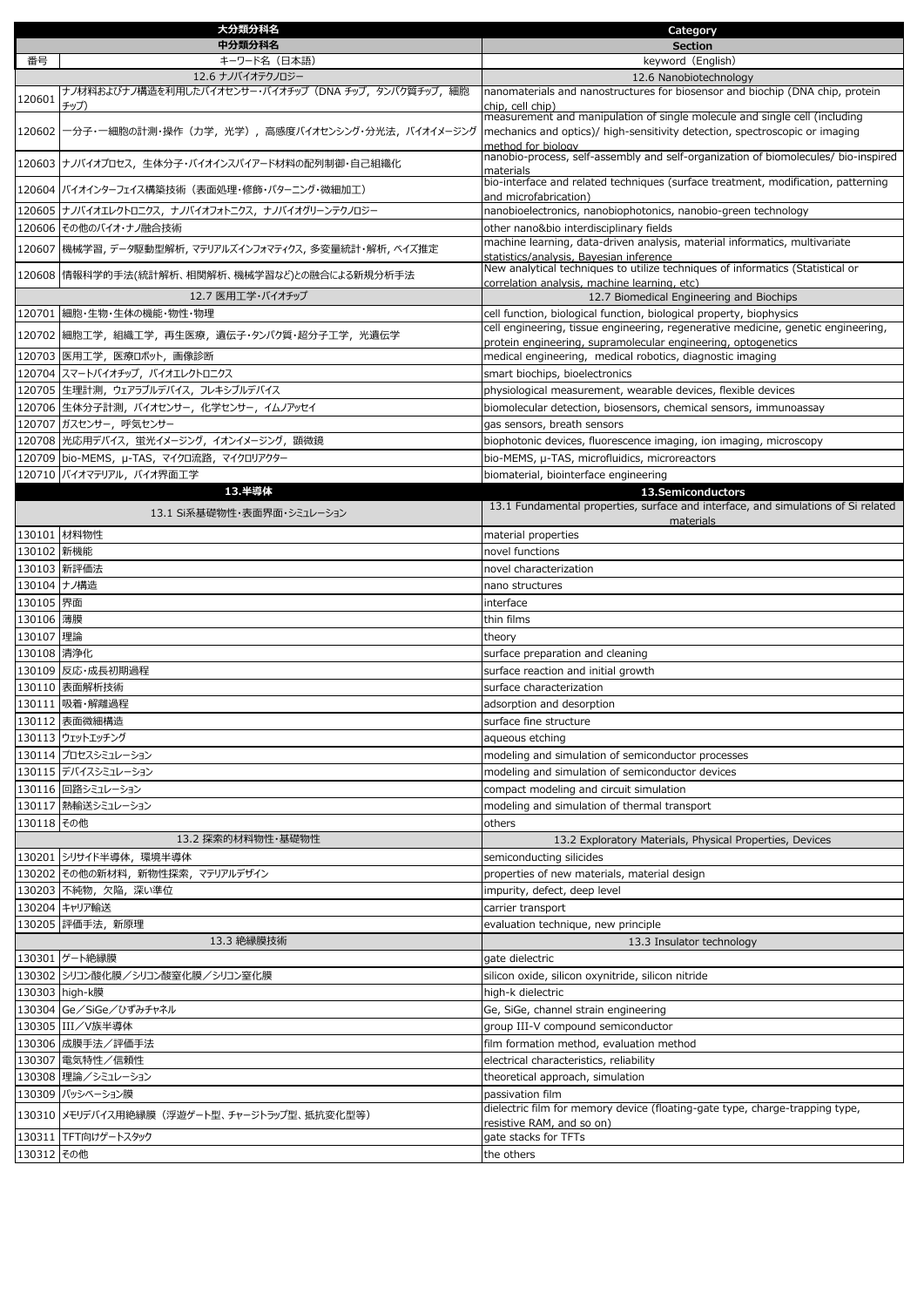| 大分類分科名 | | Category |
|---|---|---|
| 中分類分科名 | | Section |
| 番号 | キーワード名（日本語） | keyword（English） |
| | 12.6 ナノバイオテクノロジー | 12.6 Nanobiotechnology |
| 120601 | ナノ材料およびナノ構造を利用したバイオセンサー・バイオチップ（DNA チップ，タンパク質チップ，細胞チップ） | nanomaterials and nanostructures for biosensor and biochip (DNA chip, protein chip, cell chip) |
| 120602 | 一分子・一細胞の計測・操作（力学，光学），高感度バイオセンシング・分光法，バイオイメージング | measurement and manipulation of single molecule and single cell (including mechanics and optics)/ high-sensitivity detection, spectroscopic or imaging method for biology |
| 120603 | ナノバイオプロセス，生体分子・バイオインスパイアード材料の配列制御・自己組織化 | nanobio-process, self-assembly and self-organization of biomolecules/ bio-inspired materials |
| 120604 | バイオインターフェイス構築技術（表面処理・修飾・パターニング・微細加工） | bio-interface and related techniques (surface treatment, modification, patterning and microfabrication) |
| 120605 | ナノバイオエレクトロニクス，ナノバイオフォトニクス，ナノバイオグリーンテクノロジー | nanobioelectronics, nanobiophotonics, nanobio-green technology |
| 120606 | その他のバイオ・ナノ融合技術 | other nano&bio interdisciplinary fields |
| 120607 | 機械学習, データ駆動型解析, マテリアルズインフォマティクス, 多変量統計・解析, ベイズ推定 | machine learning, data-driven analysis, material informatics, multivariate statistics/analysis, Bayesian inference |
| 120608 | 情報科学的手法(統計解析、相関解析、機械学習など)との融合による新規分析手法 | New analytical techniques to utilize techniques of informatics (Statistical or correlation analysis, machine learning, etc) |
| | 12.7 医用工学・バイオチップ | 12.7 Biomedical Engineering and Biochips |
| 120701 | 細胞・生物・生体の機能・物性・物理 | cell function, biological function, biological property, biophysics |
| 120702 | 細胞工学，組織工学，再生医療，遺伝子・タンパク質・超分子工学，光遺伝学 | cell engineering, tissue engineering, regenerative medicine, genetic engineering, protein engineering, supramolecular engineering, optogenetics |
| 120703 | 医用工学，医療ロボット，画像診断 | medical engineering, medical robotics, diagnostic imaging |
| 120704 | スマートバイオチップ，バイオエレクトロニクス | smart biochips, bioelectronics |
| 120705 | 生理計測，ウェアラブルデバイス，フレキシブルデバイス | physiological measurement, wearable devices, flexible devices |
| 120706 | 生体分子計測，バイオセンサー，化学センサー，イムノアッセイ | biomolecular detection, biosensors, chemical sensors, immunoassay |
| 120707 | ガスセンサー，呼気センサー | gas sensors, breath sensors |
| 120708 | 光応用デバイス，蛍光イメージング，イオンイメージング，顕微鏡 | biophotonic devices, fluorescence imaging, ion imaging, microscopy |
| 120709 | bio-MEMS，μ-TAS，マイクロ流路，マイクロリアクター | bio-MEMS, μ-TAS, microfluidics, microreactors |
| 120710 | バイオマテリアル，バイオ界面工学 | biomaterial, biointerface engineering |
| | **13.半導体** | **13.Semiconductors** |
| | 13.1 Si系基礎物性・表面界面・シミュレーション | 13.1 Fundamental properties, surface and interface, and simulations of Si related materials |
| 130101 | 材料物性 | material properties |
| 130102 | 新機能 | novel functions |
| 130103 | 新評価法 | novel characterization |
| 130104 | ナノ構造 | nano structures |
| 130105 | 界面 | interface |
| 130106 | 薄膜 | thin films |
| 130107 | 理論 | theory |
| 130108 | 清浄化 | surface preparation and cleaning |
| 130109 | 反応・成長初期過程 | surface reaction and initial growth |
| 130110 | 表面解析技術 | surface characterization |
| 130111 | 吸着・解離過程 | adsorption and desorption |
| 130112 | 表面微細構造 | surface fine structure |
| 130113 | ウェットエッチング | aqueous etching |
| 130114 | プロセスシミュレーション | modeling and simulation of semiconductor processes |
| 130115 | デバイスシミュレーション | modeling and simulation of semiconductor devices |
| 130116 | 回路シミュレーション | compact modeling and circuit simulation |
| 130117 | 熱輸送シミュレーション | modeling and simulation of thermal transport |
| 130118 | その他 | others |
| | 13.2 探索的材料物性・基礎物性 | 13.2 Exploratory Materials, Physical Properties, Devices |
| 130201 | シリサイド半導体，環境半導体 | semiconducting silicides |
| 130202 | その他の新材料，新物性探索，マテリアルデザイン | properties of new materials, material design |
| 130203 | 不純物，欠陥，深い準位 | impurity, defect, deep level |
| 130204 | キャリア輸送 | carrier transport |
| 130205 | 評価手法，新原理 | evaluation technique, new principle |
| | 13.3 絶縁膜技術 | 13.3 Insulator technology |
| 130301 | ゲート絶縁膜 | gate dielectric |
| 130302 | シリコン酸化膜／シリコン酸窒化膜／シリコン窒化膜 | silicon oxide, silicon oxynitride, silicon nitride |
| 130303 | high-k膜 | high-k dielectric |
| 130304 | Ge／SiGe／ひずみチャネル | Ge, SiGe, channel strain engineering |
| 130305 | III／V族半導体 | group III-V compound semiconductor |
| 130306 | 成膜手法／評価手法 | film formation method, evaluation method |
| 130307 | 電気特性／信頼性 | electrical characteristics, reliability |
| 130308 | 理論／シミュレーション | theoretical approach, simulation |
| 130309 | パッシベーション膜 | passivation film |
| 130310 | メモリデバイス用絶縁膜（浮遊ゲート型、チャージトラップ型、抵抗変化型等） | dielectric film for memory device (floating-gate type, charge-trapping type, resistive RAM, and so on) |
| 130311 | TFT向けゲートスタック | gate stacks for TFTs |
| 130312 | その他 | the others |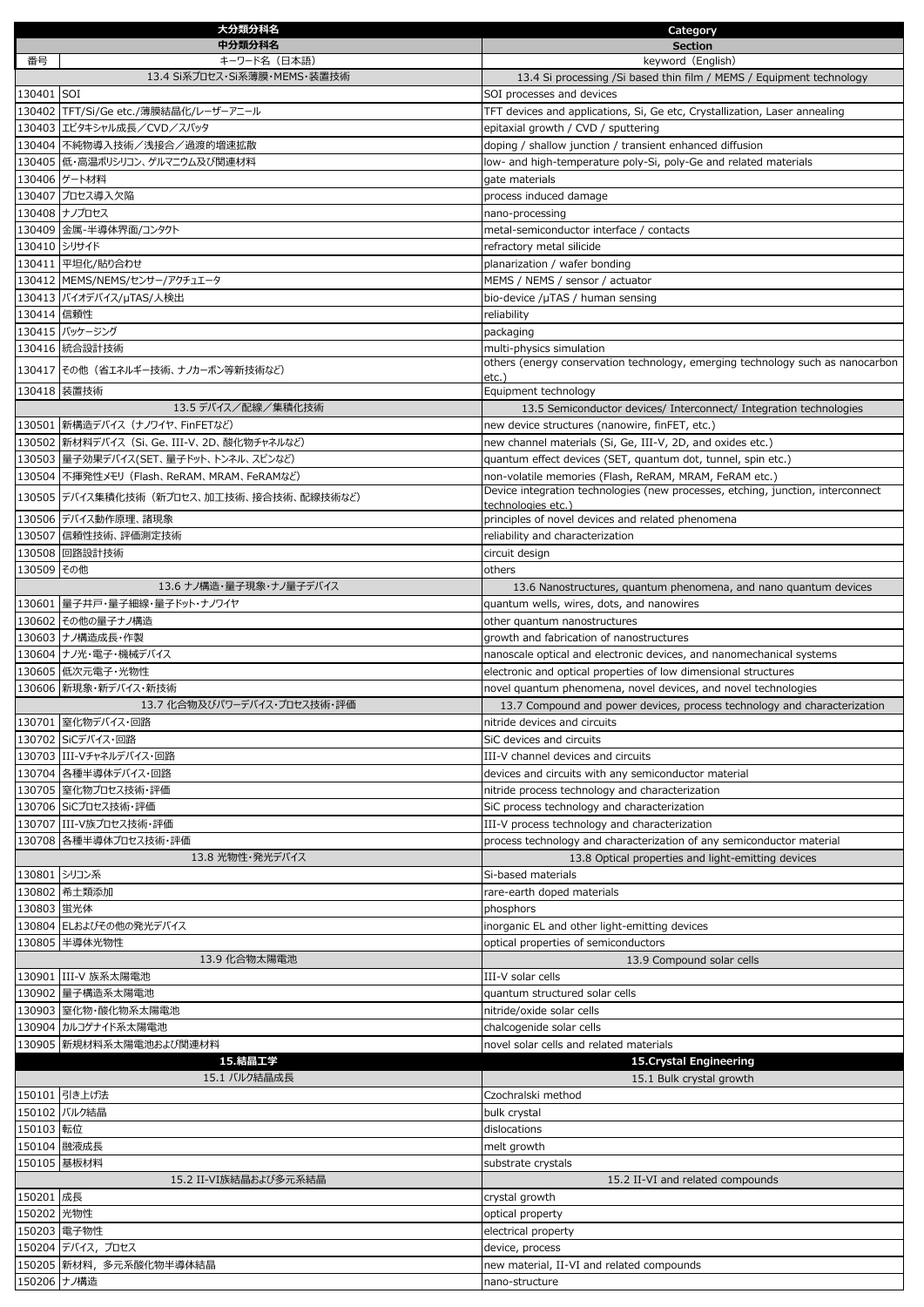| 番号 | キーワード名（日本語） | keyword（English） |
|---|---|---|
| | **大分類分科名** | **Category** |
| | **中分類分科名** | **Section** |
| | 13.4 Si系プロセス・Si系薄膜・MEMS・装置技術 | 13.4 Si processing /Si based thin film / MEMS / Equipment technology |
| 130401 | SOI | SOI processes and devices |
| 130402 | TFT/Si/Ge etc./薄膜結晶化/レーザーアニール | TFT devices and applications, Si, Ge etc, Crystallization, Laser annealing |
| 130403 | エピタキシャル成長／CVD／スパッタ | epitaxial growth / CVD / sputtering |
| 130404 | 不純物導入技術／浅接合／過渡的増速拡散 | doping / shallow junction / transient enhanced diffusion |
| 130405 | 低・高温ポリシリコン、ゲルマニウム及び関連材料 | low- and high-temperature poly-Si, poly-Ge and related materials |
| 130406 | ゲート材料 | gate materials |
| 130407 | プロセス導入欠陥 | process induced damage |
| 130408 | ナノプロセス | nano-processing |
| 130409 | 金属-半導体界面/コンタクト | metal-semiconductor interface / contacts |
| 130410 | シリサイド | refractory metal silicide |
| 130411 | 平坦化/貼り合わせ | planarization / wafer bonding |
| 130412 | MEMS/NEMS/センサー/アクチュエータ | MEMS / NEMS / sensor / actuator |
| 130413 | バイオデバイス/μTAS/人検出 | bio-device /μTAS / human sensing |
| 130414 | 信頼性 | reliability |
| 130415 | パッケージング | packaging |
| 130416 | 統合設計技術 | multi-physics simulation |
| 130417 | その他（省エネルギー技術、ナノカーボン等新技術など） | others (energy conservation technology, emerging technology such as nanocarbon etc.) |
| 130418 | 装置技術 | Equipment technology |
| | 13.5 デバイス／配線／集積化技術 | 13.5 Semiconductor devices/ Interconnect/ Integration technologies |
| 130501 | 新構造デバイス（ナノワイヤ、FinFETなど） | new device structures (nanowire, finFET, etc.) |
| 130502 | 新材料デバイス（Si、Ge、III-V、2D、酸化物チャネルなど） | new channel materials (Si, Ge, III-V, 2D, and oxides etc.) |
| 130503 | 量子効果デバイス(SET、量子ドット、トンネル、スピンなど) | quantum effect devices (SET, quantum dot, tunnel, spin etc.) |
| 130504 | 不揮発性メモリ（Flash、ReRAM、MRAM、FeRAMなど） | non-volatile memories (Flash, ReRAM, MRAM, FeRAM etc.) |
| 130505 | デバイス集積化技術（新プロセス、加工技術、接合技術、配線技術など） | Device integration technologies (new processes, etching, junction, interconnect technologies etc.) |
| 130506 | デバイス動作原理、諸現象 | principles of novel devices and related phenomena |
| 130507 | 信頼性技術、評価測定技術 | reliability and characterization |
| 130508 | 回路設計技術 | circuit design |
| 130509 | その他 | others |
| | 13.6 ナノ構造・量子現象・ナノ量子デバイス | 13.6 Nanostructures, quantum phenomena, and nano quantum devices |
| 130601 | 量子井戸・量子細線・量子ドット・ナノワイヤ | quantum wells, wires, dots, and nanowires |
| 130602 | その他の量子ナノ構造 | other quantum nanostructures |
| 130603 | ナノ構造成長・作製 | growth and fabrication of nanostructures |
| 130604 | ナノ光・電子・機械デバイス | nanoscale optical and electronic devices, and nanomechanical systems |
| 130605 | 低次元電子・光物性 | electronic and optical properties of low dimensional structures |
| 130606 | 新現象・新デバイス・新技術 | novel quantum phenomena, novel devices, and novel technologies |
| | 13.7 化合物及びパワーデバイス・プロセス技術・評価 | 13.7 Compound and power devices, process technology and characterization |
| 130701 | 窒化物デバイス・回路 | nitride devices and circuits |
| 130702 | SiCデバイス・回路 | SiC devices and circuits |
| 130703 | III-Vチャネルデバイス・回路 | III-V channel devices and circuits |
| 130704 | 各種半導体デバイス・回路 | devices and circuits with any semiconductor material |
| 130705 | 窒化物プロセス技術・評価 | nitride process technology and characterization |
| 130706 | SiCプロセス技術・評価 | SiC process technology and characterization |
| 130707 | III-V族プロセス技術・評価 | III-V process technology and characterization |
| 130708 | 各種半導体プロセス技術・評価 | process technology and characterization of any semiconductor material |
| | 13.8 光物性・発光デバイス | 13.8 Optical properties and light-emitting devices |
| 130801 | シリコン系 | Si-based materials |
| 130802 | 希土類添加 | rare-earth doped materials |
| 130803 | 蛍光体 | phosphors |
| 130804 | ELおよびその他の発光デバイス | inorganic EL and other light-emitting devices |
| 130805 | 半導体光物性 | optical properties of semiconductors |
| | 13.9 化合物太陽電池 | 13.9 Compound solar cells |
| 130901 | III-V 族系太陽電池 | III-V solar cells |
| 130902 | 量子構造系太陽電池 | quantum structured solar cells |
| 130903 | 窒化物・酸化物系太陽電池 | nitride/oxide solar cells |
| 130904 | カルコゲナイド系太陽電池 | chalcogenide solar cells |
| 130905 | 新規材料系太陽電池および関連材料 | novel solar cells and related materials |
| | **15.結晶工学** | **15.Crystal Engineering** |
| | 15.1 バルク結晶成長 | 15.1 Bulk crystal growth |
| 150101 | 引き上げ法 | Czochralski method |
| 150102 | バルク結晶 | bulk crystal |
| 150103 | 転位 | dislocations |
| 150104 | 融液成長 | melt growth |
| 150105 | 基板材料 | substrate crystals |
| | 15.2 II-VI族結晶および多元系結晶 | 15.2 II-VI and related compounds |
| 150201 | 成長 | crystal growth |
| 150202 | 光物性 | optical property |
| 150203 | 電子物性 | electrical property |
| 150204 | デバイス，プロセス | device, process |
| 150205 | 新材料，多元系酸化物半導体結晶 | new material, II-VI and related compounds |
| 150206 | ナノ構造 | nano-structure |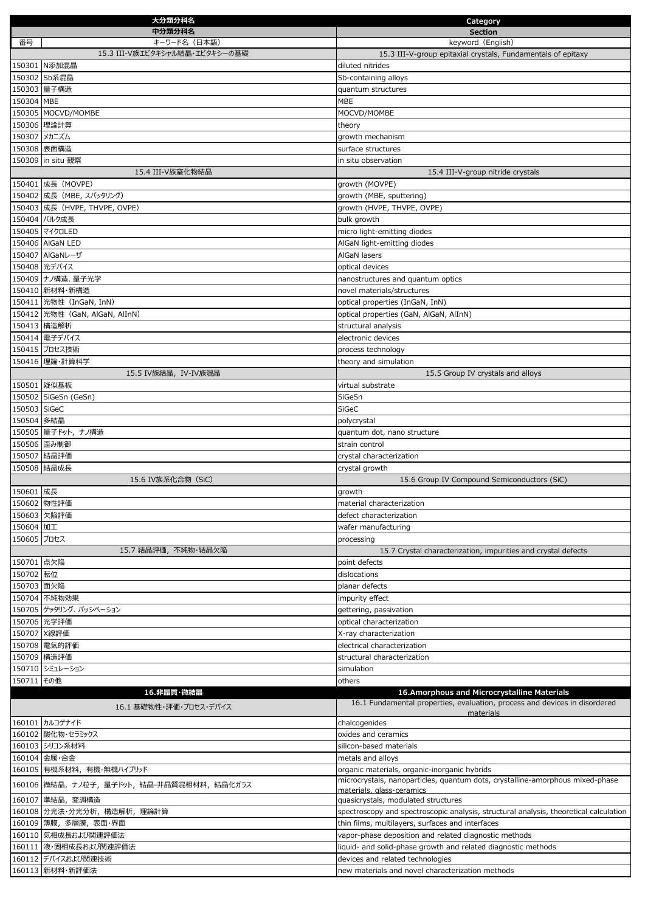| 大分類分科名 | | Category |
|---|---|---|
| 中分類分科名 | | Section |
| 番号 | キーワード名（日本語） | keyword（English） |
| 15.3 III-V族エピタキシャル結晶・エピタキシーの基礎 | | 15.3 III-V-group epitaxial crystals, Fundamentals of epitaxy |
| 150301 | N添加混晶 | diluted nitrides |
| 150302 | Sb系混晶 | Sb-containing alloys |
| 150303 | 量子構造 | quantum structures |
| 150304 | MBE | MBE |
| 150305 | MOCVD/MOMBE | MOCVD/MOMBE |
| 150306 | 理論計算 | theory |
| 150307 | メカニズム | growth mechanism |
| 150308 | 表面構造 | surface structures |
| 150309 | in situ 観察 | in situ observation |
| 15.4 III-V族窒化物結晶 | | 15.4 III-V-group nitride crystals |
| 150401 | 成長（MOVPE） | growth (MOVPE) |
| 150402 | 成長（MBE, スパッタリング） | growth (MBE, sputtering) |
| 150403 | 成長（HVPE, THVPE, OVPE） | growth (HVPE, THVPE, OVPE) |
| 150404 | バルク成長 | bulk growth |
| 150405 | マイクロLED | micro light-emitting diodes |
| 150406 | AlGaN LED | AlGaN light-emitting diodes |
| 150407 | AlGaNレーザ | AlGaN lasers |
| 150408 | 光デバイス | optical devices |
| 150409 | ナノ構造、量子光学 | nanostructures and quantum optics |
| 150410 | 新材料・新構造 | novel materials/structures |
| 150411 | 光物性（InGaN, InN） | optical properties (InGaN, InN) |
| 150412 | 光物性（GaN, AlGaN, AlInN） | optical properties (GaN, AlGaN, AlInN) |
| 150413 | 構造解析 | structural analysis |
| 150414 | 電子デバイス | electronic devices |
| 150415 | プロセス技術 | process technology |
| 150416 | 理論・計算科学 | theory and simulation |
| 15.5 IV族結晶，IV-IV族混晶 | | 15.5 Group IV crystals and alloys |
| 150501 | 疑似基板 | virtual substrate |
| 150502 | SiGeSn (GeSn) | SiGeSn |
| 150503 | SiGeC | SiGeC |
| 150504 | 多結晶 | polycrystal |
| 150505 | 量子ドット，ナノ構造 | quantum dot, nano structure |
| 150506 | 歪み制御 | strain control |
| 150507 | 結晶評価 | crystal characterization |
| 150508 | 結晶成長 | crystal growth |
| 15.6 IV族系化合物（SiC） | | 15.6 Group IV Compound Semiconductors (SiC) |
| 150601 | 成長 | growth |
| 150602 | 物性評価 | material characterization |
| 150603 | 欠陥評価 | defect characterization |
| 150604 | 加工 | wafer manufacturing |
| 150605 | プロセス | processing |
| 15.7 結晶評価，不純物・結晶欠陥 | | 15.7 Crystal characterization, impurities and crystal defects |
| 150701 | 点欠陥 | point defects |
| 150702 | 転位 | dislocations |
| 150703 | 面欠陥 | planar defects |
| 150704 | 不純物効果 | impurity effect |
| 150705 | ゲッタリング，パッシベーション | gettering, passivation |
| 150706 | 光学評価 | optical characterization |
| 150707 | X線評価 | X-ray characterization |
| 150708 | 電気的評価 | electrical characterization |
| 150709 | 構造評価 | structural characterization |
| 150710 | シミュレーション | simulation |
| 150711 | その他 | others |
| **16.非晶質・微結晶** | | **16.Amorphous and Microcrystalline Materials** |
| 16.1 基礎物性・評価・プロセス・デバイス | | 16.1 Fundamental properties, evaluation, process and devices in disordered materials |
| 160101 | カルコゲナイド | chalcogenides |
| 160102 | 酸化物・セラミックス | oxides and ceramics |
| 160103 | シリコン系材料 | silicon-based materials |
| 160104 | 金属・合金 | metals and alloys |
| 160105 | 有機系材料，有機-無機ハイブリッド | organic materials, organic-inorganic hybrids |
| 160106 | 微結晶，ナノ粒子，量子ドット，結晶-非晶質混相材料，結晶化ガラス | microcrystals, nanoparticles, quantum dots, crystalline-amorphous mixed-phase materials, glass-ceramics |
| 160107 | 準結晶，変調構造 | quasicrystals, modulated structures |
| 160108 | 分光法・分光分析，構造解析，理論計算 | spectroscopy and spectroscopic analysis, structural analysis, theoretical calculation |
| 160109 | 薄膜，多層膜，表面・界面 | thin films, multilayers, surfaces and interfaces |
| 160110 | 気相成長および関連評価法 | vapor-phase deposition and related diagnostic methods |
| 160111 | 液・固相成長および関連評価法 | liquid- and solid-phase growth and related diagnostic methods |
| 160112 | デバイスおよび関連技術 | devices and related technologies |
| 160113 | 新材料・新評価法 | new materials and novel characterization methods |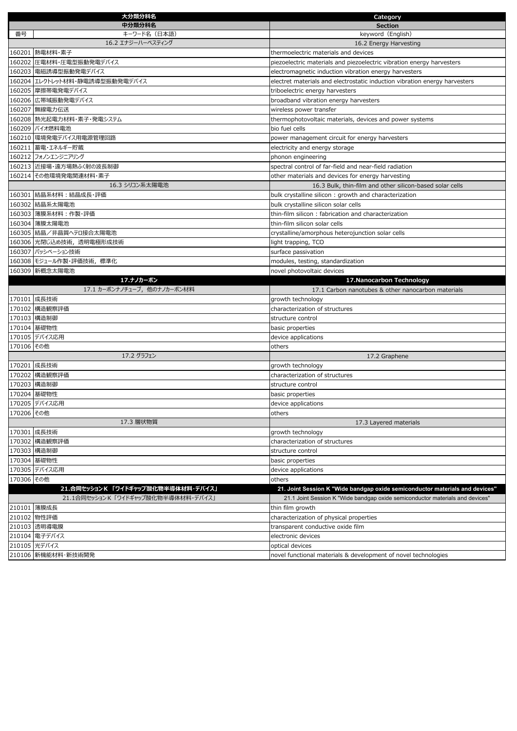| 番号 | キーワード名（日本語） | keyword（English） |
|---|---|---|
| | **大分類分科名** | **Category** |
| | **中分類分科名** | **Section** |
| | 16.2 エナジーハーベスティング | 16.2 Energy Harvesting |
| 160201 | 熱電材料･素子 | thermoelectric materials and devices |
| 160202 | 圧電材料･圧電型振動発電デバイス | piezoelectric materials and piezoelectric vibration energy harvesters |
| 160203 | 電磁誘導型振動発電デバイス | electromagnetic induction vibration energy harvesters |
| 160204 | エレクトレット材料･静電誘導型振動発電デバイス | electret materials and electrostatic induction vibration energy harvesters |
| 160205 | 摩擦帯電発電デバイス | triboelectric energy harvesters |
| 160206 | 広帯域振動発電デバイス | broadband vibration energy harvesters |
| 160207 | 無線電力伝送 | wireless power transfer |
| 160208 | 熱光起電力材料･素子･発電システム | thermophotovoltaic materials, devices and power systems |
| 160209 | バイオ燃料電池 | bio fuel cells |
| 160210 | 環境発電デバイス用電源管理回路 | power management circuit for energy harvesters |
| 160211 | 蓄電･エネルギー貯蔵 | electricity and energy storage |
| 160212 | フォノンエンジニアリング | phonon engineering |
| 160213 | 近接場･遠方場熱ふく射の波長制御 | spectral control of far-field and near-field radiation |
| 160214 | その他環境発電関連材料･素子 | other materials and devices for energy harvesting |
| | 16.3 シリコン系太陽電池 | 16.3 Bulk, thin-film and other silicon-based solar cells |
| 160301 | 結晶系材料：結晶成長･評価 | bulk crystalline silicon：growth and characterization |
| 160302 | 結晶系太陽電池 | bulk crystalline silicon solar cells |
| 160303 | 薄膜系材料：作製･評価 | thin-film silicon：fabrication and characterization |
| 160304 | 薄膜太陽電池 | thin-film silicon solar cells |
| 160305 | 結晶／非晶質ヘテロ接合太陽電池 | crystalline/amorphous heterojunction solar cells |
| 160306 | 光閉じ込め技術，透明電極形成技術 | light trapping, TCO |
| 160307 | パッシベーション技術 | surface passivation |
| 160308 | モジュール作製･評価技術，標準化 | modules, testing, standardization |
| 160309 | 新概念太陽電池 | novel photovoltaic devices |
| | **17.ナノカーボン** | **17.Nanocarbon Technology** |
| | 17.1 カーボンナノチューブ，他のナノカーボン材料 | 17.1 Carbon nanotubes & other nanocarbon materials |
| 170101 | 成長技術 | growth technology |
| 170102 | 構造観察評価 | characterization of structures |
| 170103 | 構造制御 | structure control |
| 170104 | 基礎物性 | basic properties |
| 170105 | デバイス応用 | device applications |
| 170106 | その他 | others |
| | 17.2 グラフェン | 17.2 Graphene |
| 170201 | 成長技術 | growth technology |
| 170202 | 構造観察評価 | characterization of structures |
| 170203 | 構造制御 | structure control |
| 170204 | 基礎物性 | basic properties |
| 170205 | デバイス応用 | device applications |
| 170206 | その他 | others |
| | 17.3 層状物質 | 17.3 Layered materials |
| 170301 | 成長技術 | growth technology |
| 170302 | 構造観察評価 | characterization of structures |
| 170303 | 構造制御 | structure control |
| 170304 | 基礎物性 | basic properties |
| 170305 | デバイス応用 | device applications |
| 170306 | その他 | others |
| | **21.合同セッションK 「ワイドギャップ酸化物半導体材料･デバイス」** | **21. Joint Session K "Wide bandgap oxide semiconductor materials and devices"** |
| | 21.1合同セッションK「ワイドギャップ酸化物半導体材料･デバイス」 | 21.1 Joint Session K "Wide bandgap oxide semiconductor materials and devices" |
| 210101 | 薄膜成長 | thin film growth |
| 210102 | 物性評価 | characterization of physical properties |
| 210103 | 透明導電膜 | transparent conductive oxide film |
| 210104 | 電子デバイス | electronic devices |
| 210105 | 光デバイス | optical devices |
| 210106 | 新機能材料･新技術開発 | novel functional materials & development of novel technologies |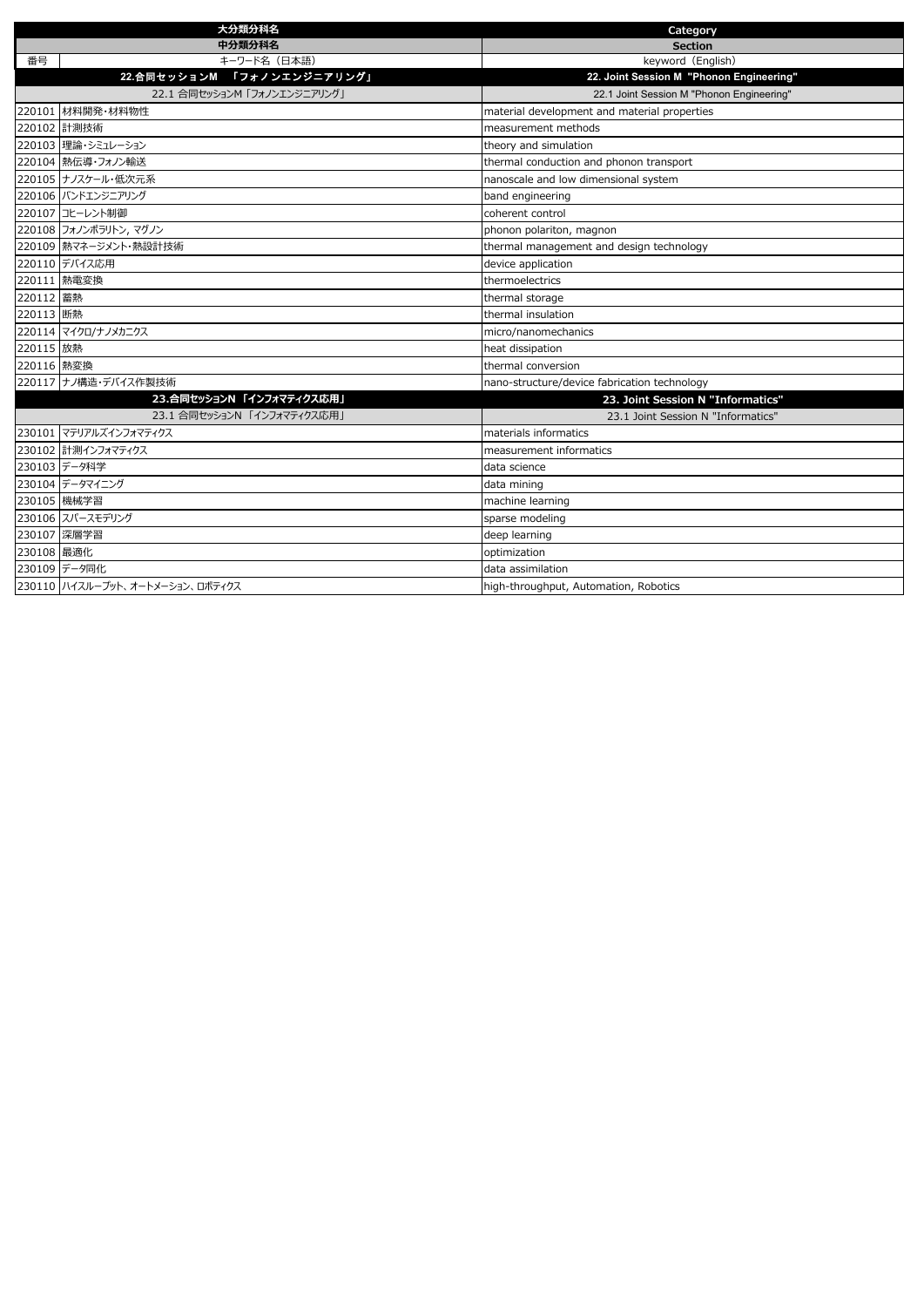| 大分類分科名 | | Category |
| --- | --- | --- |
| 中分類分科名 | | Section |
| 番号 | キーワード名（日本語） | keyword（English） |
| **22.合同セッションM 「フォノンエンジニアリング」** | | **22. Joint Session M "Phonon Engineering"** |
| 22.1 合同セッションM「フォノンエンジニアリング」 | | 22.1 Joint Session M "Phonon Engineering" |
| 220101 | 材料開発・材料物性 | material development and material properties |
| 220102 | 計測技術 | measurement methods |
| 220103 | 理論・シミュレーション | theory and simulation |
| 220104 | 熱伝導・フォノン輸送 | thermal conduction and phonon transport |
| 220105 | ナノスケール・低次元系 | nanoscale and low dimensional system |
| 220106 | バンドエンジニアリング | band engineering |
| 220107 | コヒーレント制御 | coherent control |
| 220108 | フォノンポラリトン, マグノン | phonon polariton, magnon |
| 220109 | 熱マネージメント・熱設計技術 | thermal management and design technology |
| 220110 | デバイス応用 | device application |
| 220111 | 熱電変換 | thermoelectrics |
| 220112 | 蓄熱 | thermal storage |
| 220113 | 断熱 | thermal insulation |
| 220114 | マイクロ/ナノメカニクス | micro/nanomechanics |
| 220115 | 放熱 | heat dissipation |
| 220116 | 熱変換 | thermal conversion |
| 220117 | ナノ構造・デバイス作製技術 | nano-structure/device fabrication technology |
| **23.合同セッションN 「インフォマティクス応用」** | | **23. Joint Session N "Informatics"** |
| 23.1 合同セッションN 「インフォマティクス応用」 | | 23.1 Joint Session N "Informatics" |
| 230101 | マテリアルズインフォマティクス | materials informatics |
| 230102 | 計測インフォマティクス | measurement informatics |
| 230103 | データ科学 | data science |
| 230104 | データマイニング | data mining |
| 230105 | 機械学習 | machine learning |
| 230106 | スパースモデリング | sparse modeling |
| 230107 | 深層学習 | deep learning |
| 230108 | 最適化 | optimization |
| 230109 | データ同化 | data assimilation |
| 230110 | ハイスループット、オートメーション、ロボティクス | high-throughput, Automation, Robotics |